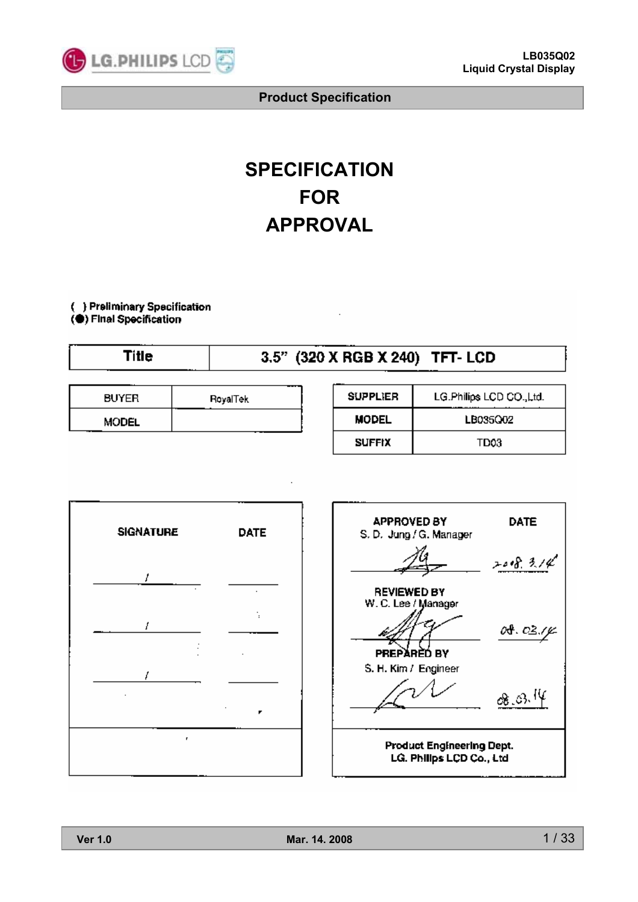# SPECIFICATION
# FOR
# APPROVAL

( ) Preliminary Specification
(●) Final Specification

| Title | 3.5" (320 X RGB X 240) TFT- LCD |
|---|---|

| BUYER | RoyalTek |
|---|---|
| MODEL | |

| SUPPLIER | LG.Philips LCD CO.,Ltd. |
|---|---|
| MODEL | LB035Q02 |
| SUFFIX | TD03 |

| SIGNATURE | DATE |
|---|---|
| / | |
| / | |
| / | |

| APPROVED BY | DATE |
|---|---|
| S. D. Jung / G. Manager | 2008. 3. 14 |
| REVIEWED BY | |
| W. C. Lee / Manager | 08. 03. 14 |
| PREPARED BY | |
| S. H. Kim / Engineer | 08. 03. 14 |

Product Engineering Dept.
LG. Philips LCD Co., Ltd

Ver 1.0 | Mar. 14. 2008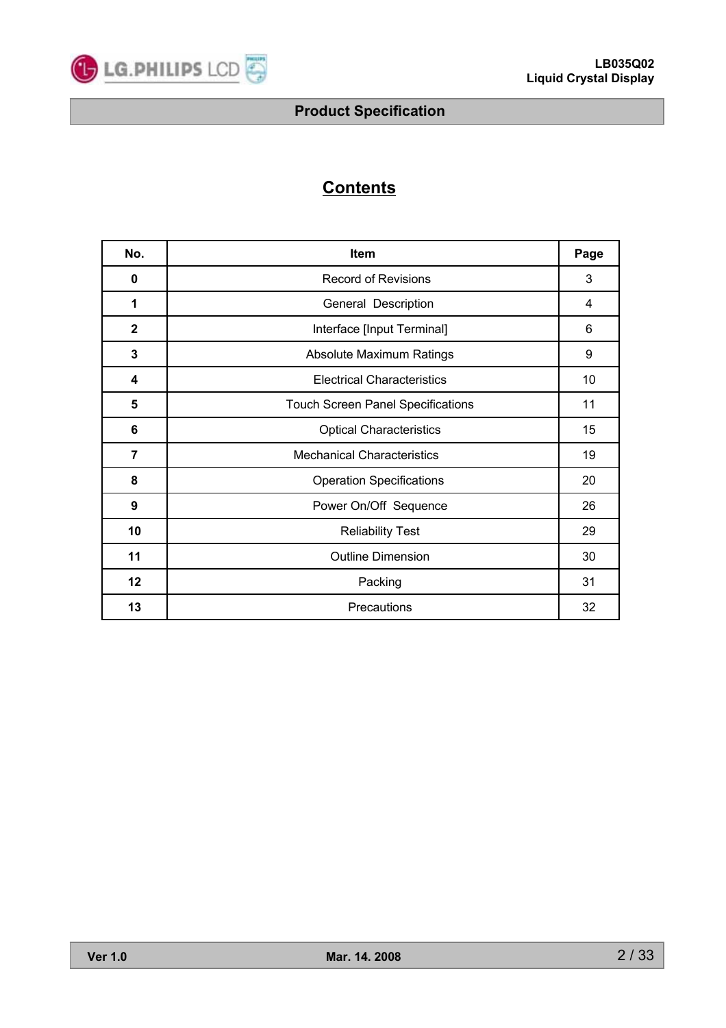# Contents

| No. | Item | Page |
|---|---|---|
| 0 | Record of Revisions | 3 |
| 1 | General Description | 4 |
| 2 | Interface [Input Terminal] | 6 |
| 3 | Absolute Maximum Ratings | 9 |
| 4 | Electrical Characteristics | 10 |
| 5 | Touch Screen Panel Specifications | 11 |
| 6 | Optical Characteristics | 15 |
| 7 | Mechanical Characteristics | 19 |
| 8 | Operation Specifications | 20 |
| 9 | Power On/Off Sequence | 26 |
| 10 | Reliability Test | 29 |
| 11 | Outline Dimension | 30 |
| 12 | Packing | 31 |
| 13 | Precautions | 32 |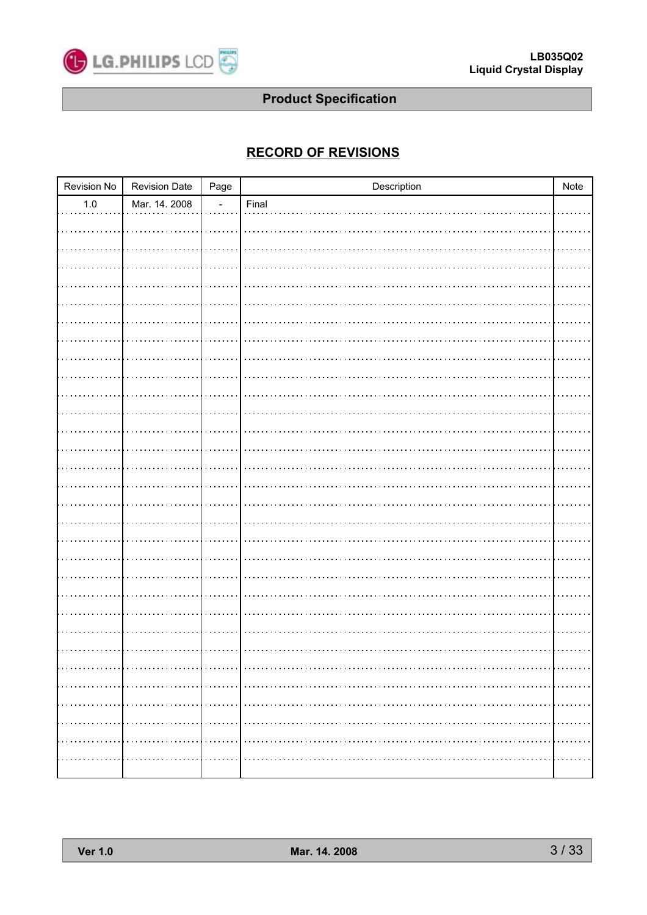## RECORD OF REVISIONS

| Revision No | Revision Date | Page | Description | Note |
|---|---|---|---|---|
| 1.0 | Mar. 14. 2008 | - | Final | |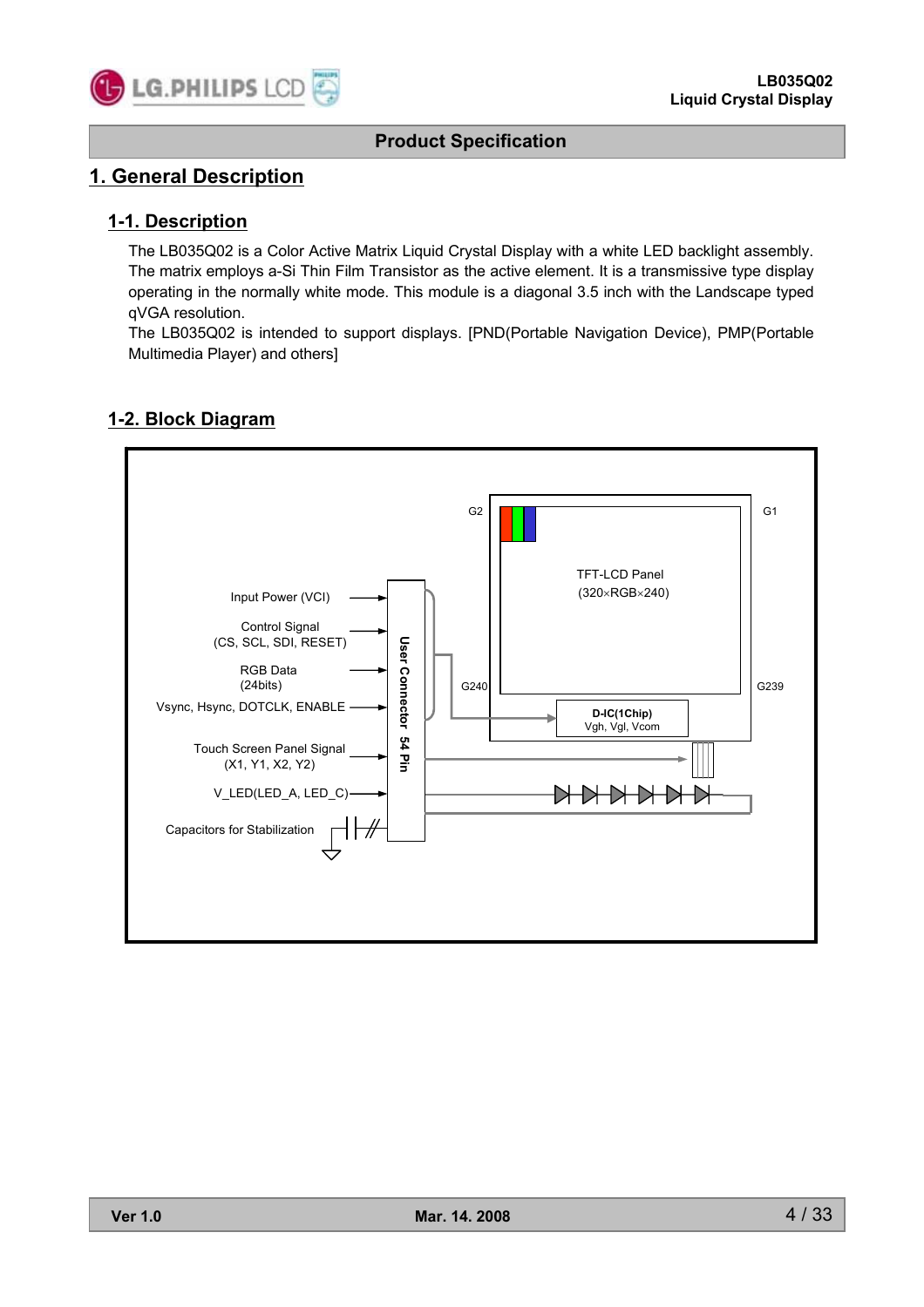## Product Specification

# 1. General Description

## 1-1. Description

The LB035Q02 is a Color Active Matrix Liquid Crystal Display with a white LED backlight assembly. The matrix employs a-Si Thin Film Transistor as the active element. It is a transmissive type display operating in the normally white mode. This module is a diagonal 3.5 inch with the Landscape typed qVGA resolution.

The LB035Q02 is intended to support displays. [PND(Portable Navigation Device), PMP(Portable Multimedia Player) and others]

## 1-2. Block Diagram

Input Power (VCI)

Control Signal (CS, SCL, SDI, RESET)

RGB Data (24bits)

Vsync, Hsync, DOTCLK, ENABLE

Touch Screen Panel Signal (X1, Y1, X2, Y2)

V_LED(LED_A, LED_C)

Capacitors for Stabilization

User Connector 54 Pin

G2 G1 G240 G239

TFT-LCD Panel (320×RGB×240)

D-IC(1Chip) Vgh, Vgl, Vcom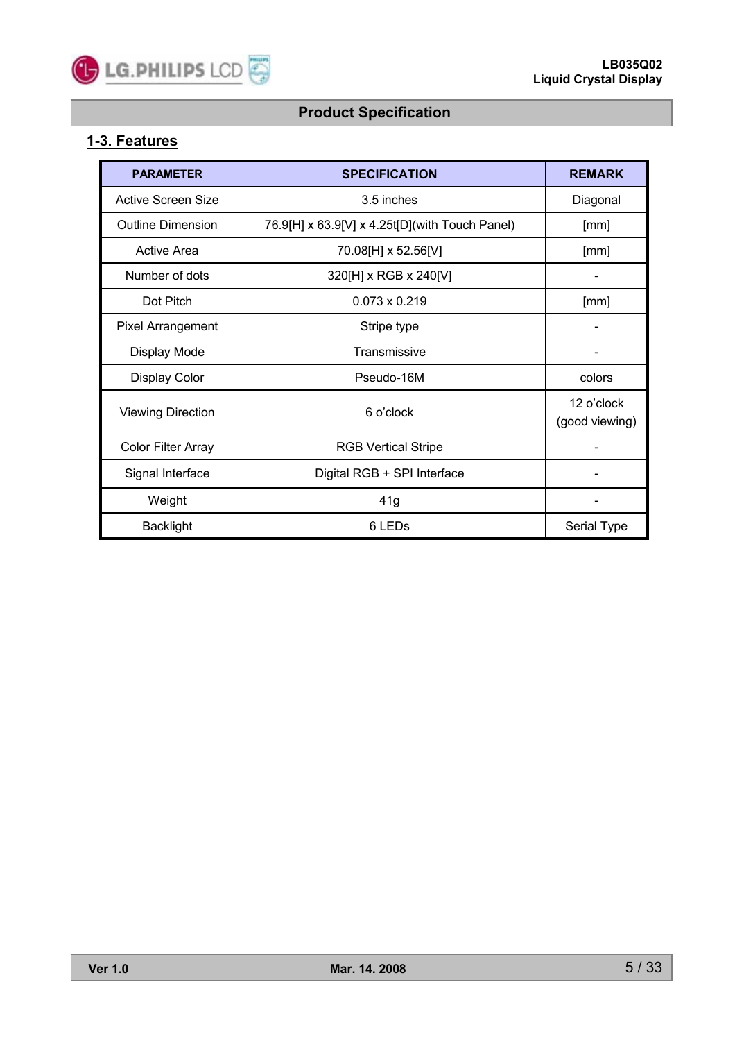## Product Specification

### 1-3. Features

| PARAMETER | SPECIFICATION | REMARK |
|---|---|---|
| Active Screen Size | 3.5 inches | Diagonal |
| Outline Dimension | 76.9[H] x 63.9[V] x 4.25t[D](with Touch Panel) | [mm] |
| Active Area | 70.08[H] x 52.56[V] | [mm] |
| Number of dots | 320[H] x RGB x 240[V] | - |
| Dot Pitch | 0.073 x 0.219 | [mm] |
| Pixel Arrangement | Stripe type | - |
| Display Mode | Transmissive | - |
| Display Color | Pseudo-16M | colors |
| Viewing Direction | 6 o'clock | 12 o'clock (good viewing) |
| Color Filter Array | RGB Vertical Stripe | - |
| Signal Interface | Digital RGB + SPI Interface | - |
| Weight | 41g | - |
| Backlight | 6 LEDs | Serial Type |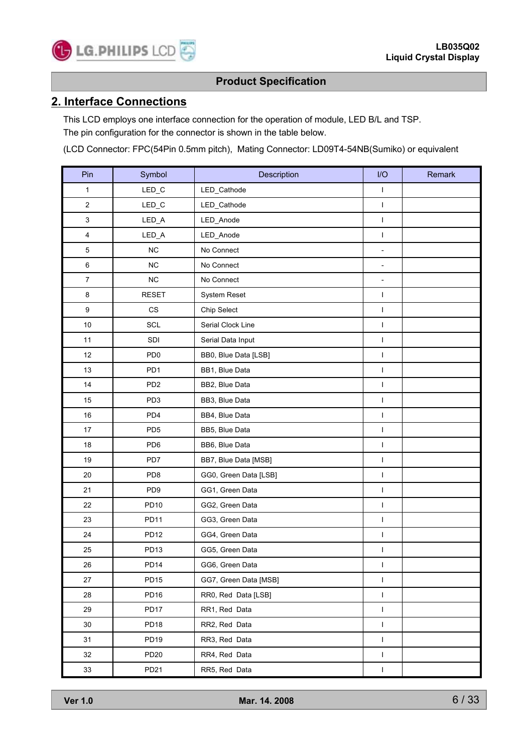## 2. Interface Connections

This LCD employs one interface connection for the operation of module, LED B/L and TSP.
The pin configuration for the connector is shown in the table below.

(LCD Connector: FPC(54Pin 0.5mm pitch), Mating Connector: LD09T4-54NB(Sumiko) or equivalent

| Pin | Symbol | Description | I/O | Remark |
|---|---|---|---|---|
| 1 | LED_C | LED_Cathode | I | |
| 2 | LED_C | LED_Cathode | I | |
| 3 | LED_A | LED_Anode | I | |
| 4 | LED_A | LED_Anode | I | |
| 5 | NC | No Connect | - | |
| 6 | NC | No Connect | - | |
| 7 | NC | No Connect | - | |
| 8 | RESET | System Reset | I | |
| 9 | CS | Chip Select | I | |
| 10 | SCL | Serial Clock Line | I | |
| 11 | SDI | Serial Data Input | I | |
| 12 | PD0 | BB0, Blue Data [LSB] | I | |
| 13 | PD1 | BB1, Blue Data | I | |
| 14 | PD2 | BB2, Blue Data | I | |
| 15 | PD3 | BB3, Blue Data | I | |
| 16 | PD4 | BB4, Blue Data | I | |
| 17 | PD5 | BB5, Blue Data | I | |
| 18 | PD6 | BB6, Blue Data | I | |
| 19 | PD7 | BB7, Blue Data [MSB] | I | |
| 20 | PD8 | GG0, Green Data [LSB] | I | |
| 21 | PD9 | GG1, Green Data | I | |
| 22 | PD10 | GG2, Green Data | I | |
| 23 | PD11 | GG3, Green Data | I | |
| 24 | PD12 | GG4, Green Data | I | |
| 25 | PD13 | GG5, Green Data | I | |
| 26 | PD14 | GG6, Green Data | I | |
| 27 | PD15 | GG7, Green Data [MSB] | I | |
| 28 | PD16 | RR0, Red Data [LSB] | I | |
| 29 | PD17 | RR1, Red Data | I | |
| 30 | PD18 | RR2, Red Data | I | |
| 31 | PD19 | RR3, Red Data | I | |
| 32 | PD20 | RR4, Red Data | I | |
| 33 | PD21 | RR5, Red Data | I | |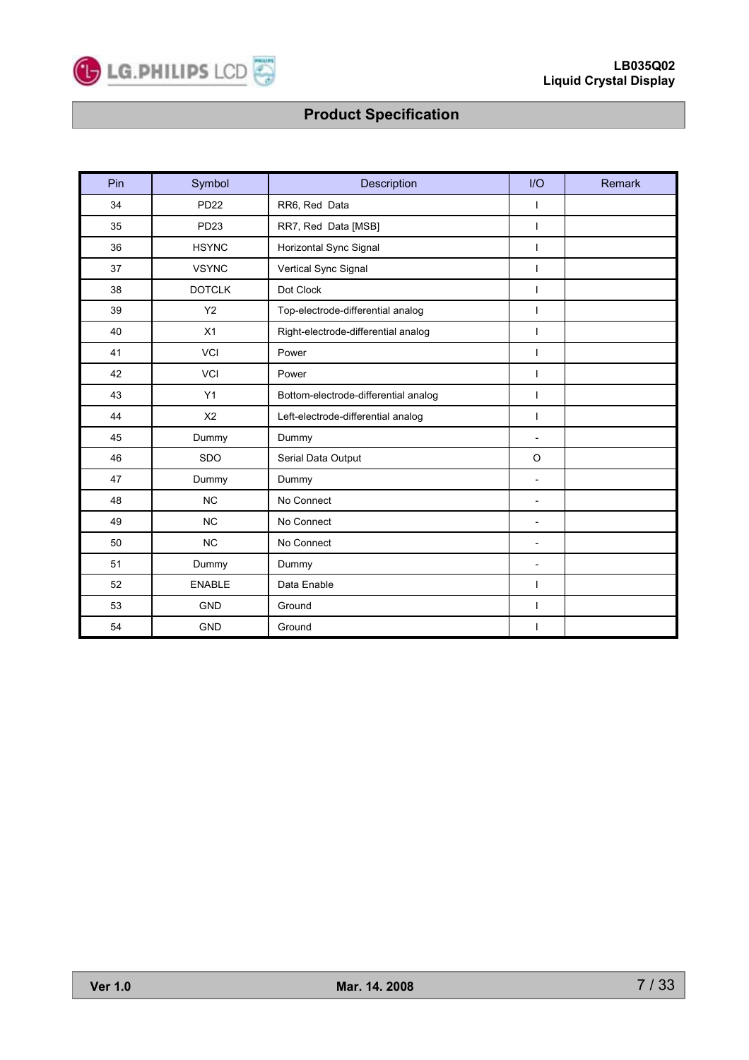## Product Specification

| Pin | Symbol | Description | I/O | Remark |
|---|---|---|---|---|
| 34 | PD22 | RR6, Red Data | I | |
| 35 | PD23 | RR7, Red Data [MSB] | I | |
| 36 | HSYNC | Horizontal Sync Signal | I | |
| 37 | VSYNC | Vertical Sync Signal | I | |
| 38 | DOTCLK | Dot Clock | I | |
| 39 | Y2 | Top-electrode-differential analog | I | |
| 40 | X1 | Right-electrode-differential analog | I | |
| 41 | VCI | Power | I | |
| 42 | VCI | Power | I | |
| 43 | Y1 | Bottom-electrode-differential analog | I | |
| 44 | X2 | Left-electrode-differential analog | I | |
| 45 | Dummy | Dummy | - | |
| 46 | SDO | Serial Data Output | O | |
| 47 | Dummy | Dummy | - | |
| 48 | NC | No Connect | - | |
| 49 | NC | No Connect | - | |
| 50 | NC | No Connect | - | |
| 51 | Dummy | Dummy | - | |
| 52 | ENABLE | Data Enable | I | |
| 53 | GND | Ground | I | |
| 54 | GND | Ground | I | |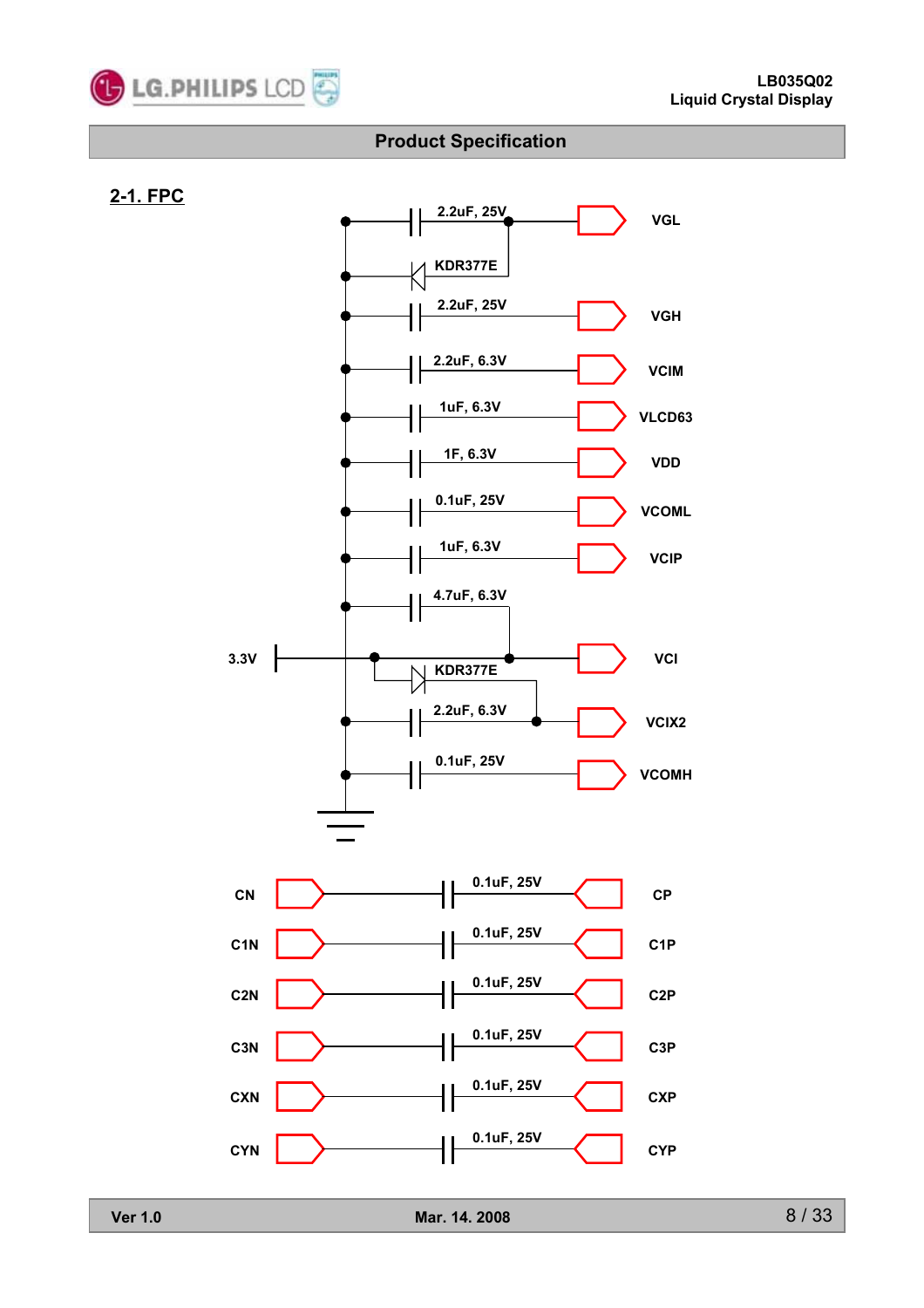## 2-1. FPC

| Component | Signal |
| --- | --- |
| 2.2uF, 25V | VGL |
| KDR377E | |
| 2.2uF, 25V | VGH |
| 2.2uF, 6.3V | VCIM |
| 1uF, 6.3V | VLCD63 |
| 1F, 6.3V | VDD |
| 0.1uF, 25V | VCOML |
| 1uF, 6.3V | VCIP |
| 4.7uF, 6.3V | VCI |
| 3.3V | VCI |
| KDR377E | |
| 2.2uF, 6.3V | VCIX2 |
| 0.1uF, 25V | VCOMH |

| Signal | Component | Signal |
| --- | --- | --- |
| CN | 0.1uF, 25V | CP |
| C1N | 0.1uF, 25V | C1P |
| C2N | 0.1uF, 25V | C2P |
| C3N | 0.1uF, 25V | C3P |
| CXN | 0.1uF, 25V | CXP |
| CYN | 0.1uF, 25V | CYP |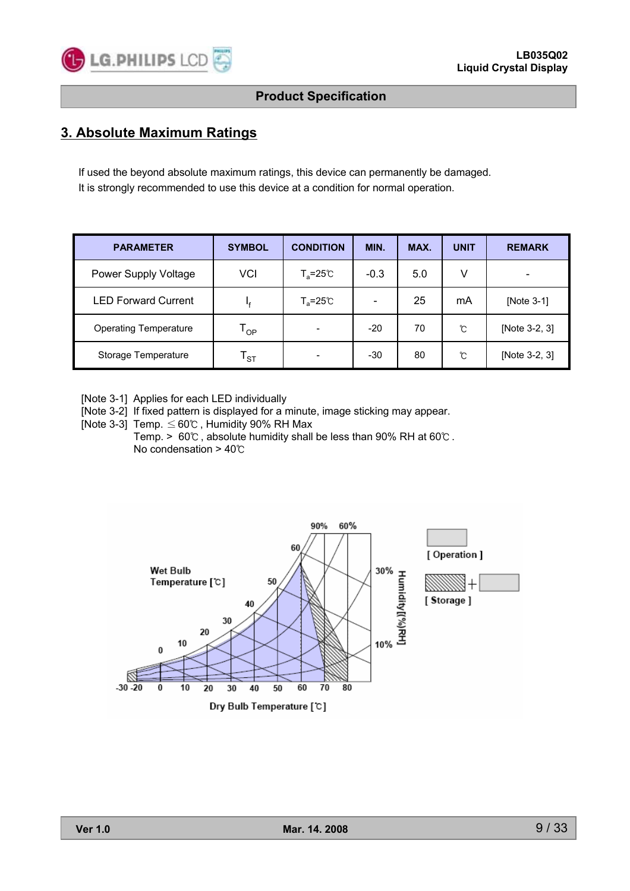## Product Specification

# 3. Absolute Maximum Ratings

If used the beyond absolute maximum ratings, this device can permanently be damaged.
It is strongly recommended to use this device at a condition for normal operation.

| PARAMETER | SYMBOL | CONDITION | MIN. | MAX. | UNIT | REMARK |
|---|---|---|---|---|---|---|
| Power Supply Voltage | VCI | $T_a$=25℃ | -0.3 | 5.0 | V | - |
| LED Forward Current | $I_f$ | $T_a$=25℃ | - | 25 | mA | [Note 3-1] |
| Operating Temperature | $T_{OP}$ | - | -20 | 70 | ℃ | [Note 3-2, 3] |
| Storage Temperature | $T_{ST}$ | - | -30 | 80 | ℃ | [Note 3-2, 3] |

[Note 3-1] Applies for each LED individually
[Note 3-2] If fixed pattern is displayed for a minute, image sticking may appear.
[Note 3-3] Temp. ≤ 60℃ , Humidity 90% RH Max
Temp. > 60℃ , absolute humidity shall be less than 90% RH at 60℃ .
No condensation > 40℃

Wet Bulb Temperature [℃]

Dry Bulb Temperature [℃]

Humidity[(%)RH]

[ Operation ]

[ Storage ]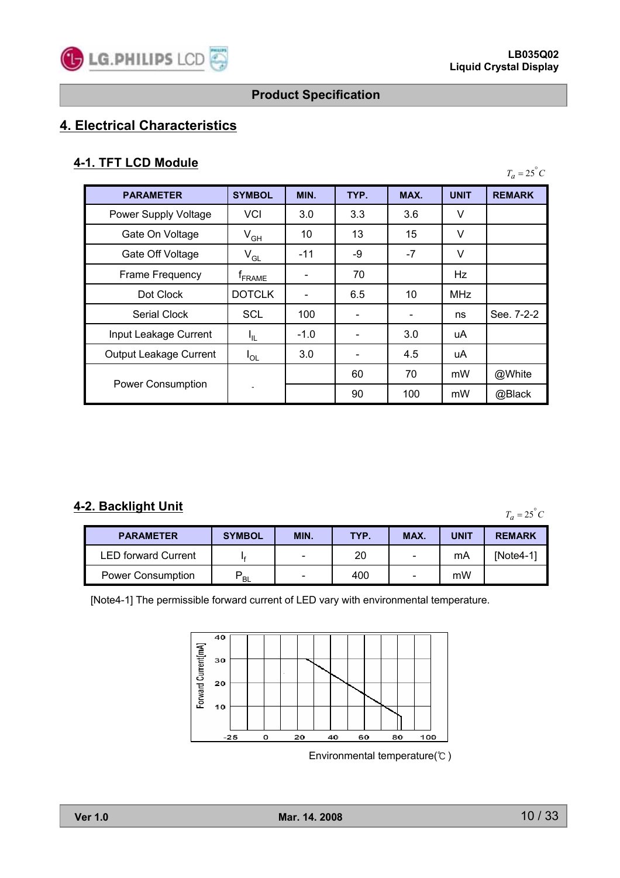Product Specification

# 4. Electrical Characteristics

## 4-1. TFT LCD Module

$T_a = 25^{\circ}C$

| PARAMETER | SYMBOL | MIN. | TYP. | MAX. | UNIT | REMARK |
|---|---|---|---|---|---|---|
| Power Supply Voltage | VCI | 3.0 | 3.3 | 3.6 | V | |
| Gate On Voltage | $V_{GH}$ | 10 | 13 | 15 | V | |
| Gate Off Voltage | $V_{GL}$ | -11 | -9 | -7 | V | |
| Frame Frequency | $f_{FRAME}$ | - | 70 | | Hz | |
| Dot Clock | DOTCLK | - | 6.5 | 10 | MHz | |
| Serial Clock | SCL | 100 | - | - | ns | See. 7-2-2 |
| Input Leakage Current | $I_{IL}$ | -1.0 | - | 3.0 | uA | |
| Output Leakage Current | $I_{OL}$ | 3.0 | - | 4.5 | uA | |
| Power Consumption | - | | 60 | 70 | mW | @White |
| | | | 90 | 100 | mW | @Black |

## 4-2. Backlight Unit

$T_a = 25^{\circ}C$

| PARAMETER | SYMBOL | MIN. | TYP. | MAX. | UNIT | REMARK |
|---|---|---|---|---|---|---|
| LED forward Current | $I_f$ | - | 20 | - | mA | [Note4-1] |
| Power Consumption | $P_{BL}$ | - | 400 | - | mW | |

[Note4-1] The permissible forward current of LED vary with environmental temperature.

Environmental temperature(℃)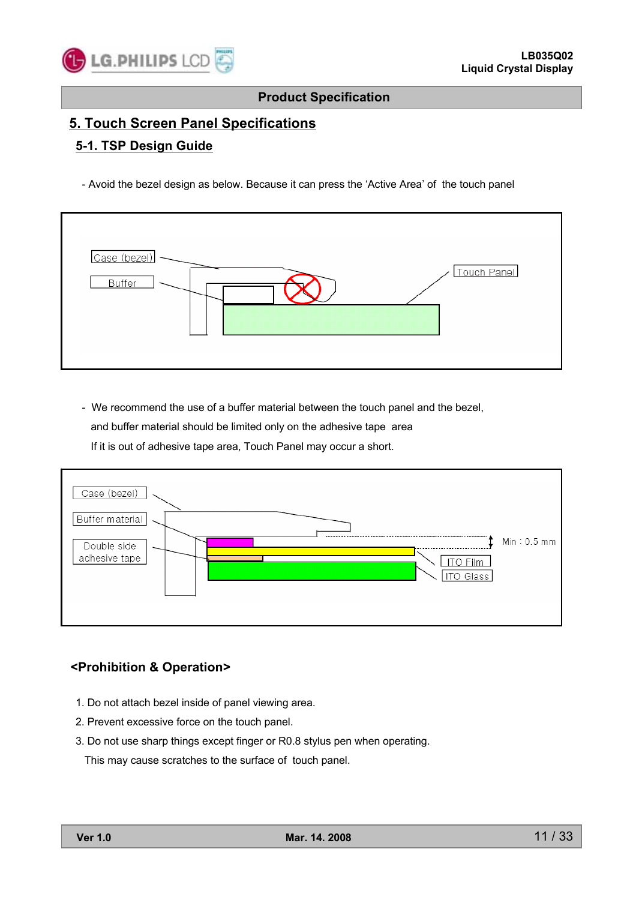# 5. Touch Screen Panel Specifications

## 5-1. TSP Design Guide

- Avoid the bezel design as below. Because it can press the 'Active Area' of the touch panel

Case (bezel)

Buffer

Touch Panel

- We recommend the use of a buffer material between the touch panel and the bezel, and buffer material should be limited only on the adhesive tape area If it is out of adhesive tape area, Touch Panel may occur a short.

Case (bezel)

Buffer material

Double side adhesive tape

Min : 0.5 mm

ITO Film

ITO Glass

### <Prohibition & Operation>

1. Do not attach bezel inside of panel viewing area.
2. Prevent excessive force on the touch panel.
3. Do not use sharp things except finger or R0.8 stylus pen when operating.
   This may cause scratches to the surface of touch panel.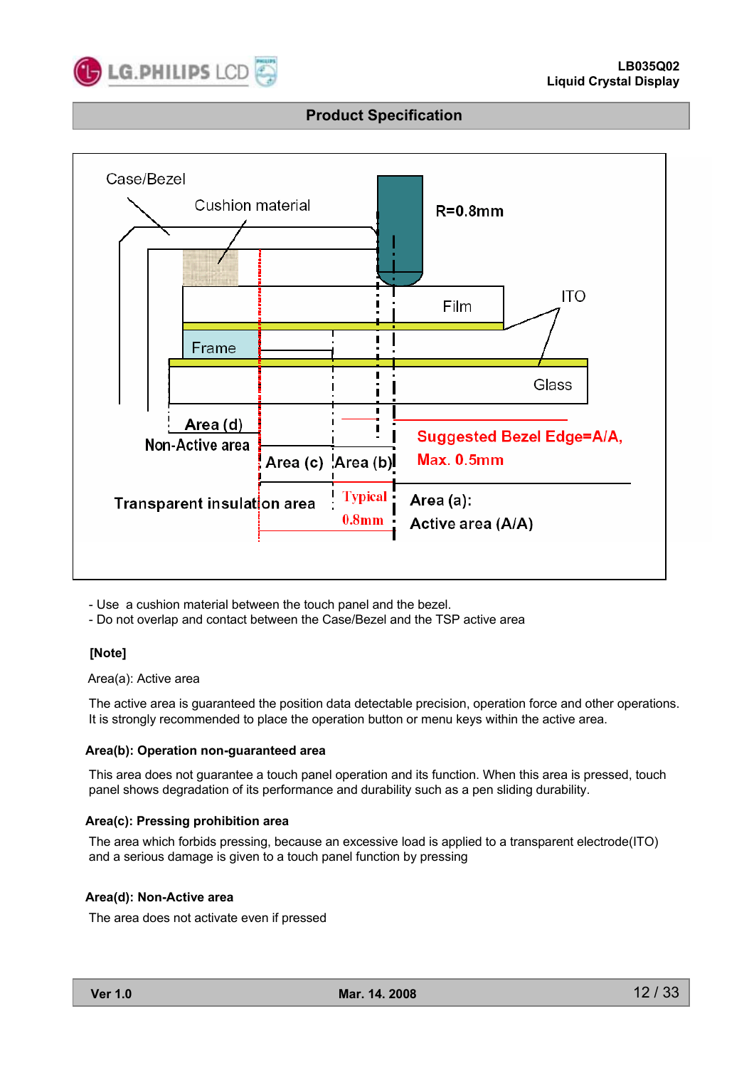Case/Bezel

Cushion material

R=0.8mm

Film

ITO

Frame

Glass

Area (d)
Non-Active area

Area (c)

Area (b)

Suggested Bezel Edge=A/A,
Max. 0.5mm

Transparent insulation area

Typical
0.8mm

Area (a):
Active area (A/A)

- Use a cushion material between the touch panel and the bezel.
- Do not overlap and contact between the Case/Bezel and the TSP active area

**[Note]**

Area(a): Active area

The active area is guaranteed the position data detectable precision, operation force and other operations. It is strongly recommended to place the operation button or menu keys within the active area.

**Area(b): Operation non-guaranteed area**

This area does not guarantee a touch panel operation and its function. When this area is pressed, touch panel shows degradation of its performance and durability such as a pen sliding durability.

**Area(c): Pressing prohibition area**

The area which forbids pressing, because an excessive load is applied to a transparent electrode(ITO) and a serious damage is given to a touch panel function by pressing

**Area(d): Non-Active area**

The area does not activate even if pressed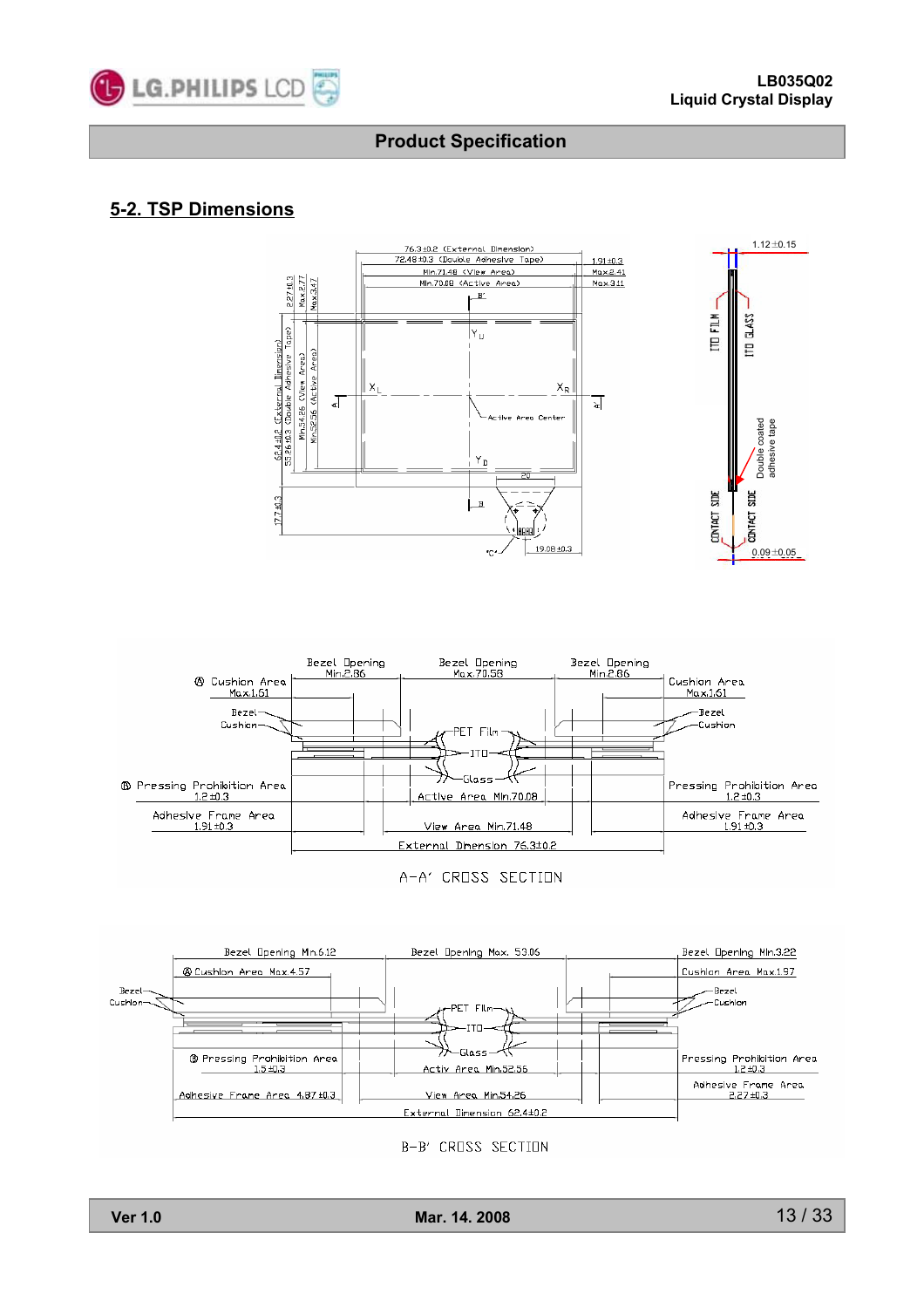## 5-2. TSP Dimensions

76.3±0.2 (External Dimension)
72.48±0.3 (Double Adhesive Tape)
Min.71.48 (View Area)
Min.70.08 (Active Area)

1.91±0.3
Max.2.41
Max.3.11

2.27±0.3
Max.2.77
Max.3.47

62.4±0.2 (External Dimension)
55.86±0.3 (Double Adhesive Tape)
Min.54.26 (View Area)
Min.52.56 (Active Area)

17.7±0.3

$Y_U$, $X_L$, $X_R$, $Y_D$

Active Area Center

20

19.08±0.3

"C"

1.12±0.15

ITO FILM

ITO GLASS

Double coated adhesive tape

CONTACT SIDE

CONTACT SIDE

0.09±0.05

| | | |
|---|---|---|
| Bezel Opening Min.2.86 | Bezel Opening Max.70.58 | Bezel Opening Min.2.86 |
| Ⓐ Cushion Area Max.1.61 | | Cushion Area Max.1.61 |
| Bezel Cushion | PET Film / ITO / Glass | Bezel Cushion |
| Ⓑ Pressing Prohibition Area 1.2±0.3 | Active Area Min.70.08 | Pressing Prohibition Area 1.2±0.3 |
| Adhesive Frame Area 1.91±0.3 | View Area Min.71.48 | Adhesive Frame Area 1.91±0.3 |
| | External Dimension 76.3±0.2 | |

A-A' CROSS SECTION

| | | |
|---|---|---|
| Bezel Opening Min.6.12 | Bezel Opening Max. 53.06 | Bezel Opening Min.3.22 |
| Ⓐ Cushion Area Max.4.57 | | Cushion Area Max.1.97 |
| Bezel Cushion | PET Film / ITO / Glass | Bezel Cushion |
| Ⓑ Pressing Prohibition Area 1.5±0.3 | Activ Area Min.52.56 | Pressing Prohibition Area 1.2±0.3 |
| Adhesive Frame Area 4.87±0.3 | View Area Min.54.26 | Adhesive Frame Area 2.27±0.3 |
| | External Dimension 62.4±0.2 | |

B-B' CROSS SECTION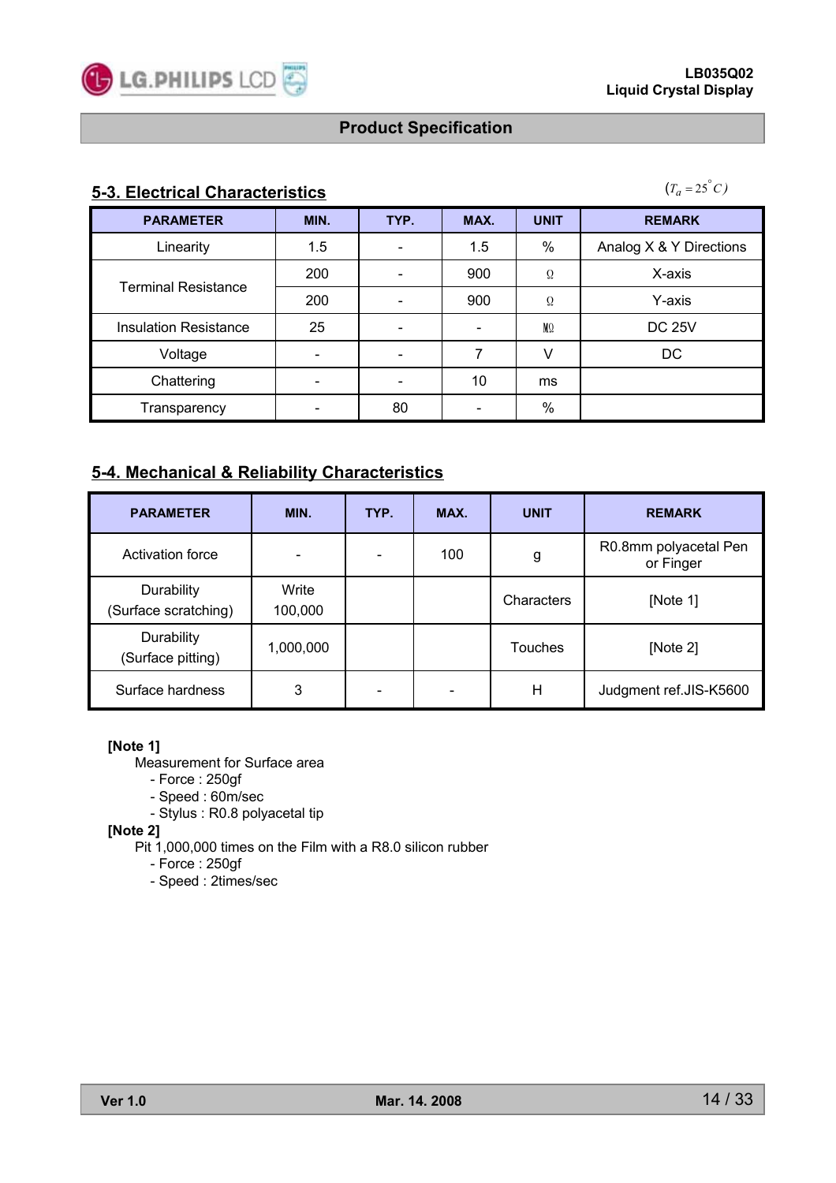## 5-3. Electrical Characteristics

$(T_a = 25^{\circ}C)$

| PARAMETER | MIN. | TYP. | MAX. | UNIT | REMARK |
|---|---|---|---|---|---|
| Linearity | 1.5 | - | 1.5 | % | Analog X & Y Directions |
| Terminal Resistance | 200 | - | 900 | Ω | X-axis |
| | 200 | - | 900 | Ω | Y-axis |
| Insulation Resistance | 25 | - | - | MΩ | DC 25V |
| Voltage | - | - | 7 | V | DC |
| Chattering | - | - | 10 | ms | |
| Transparency | - | 80 | - | % | |

## 5-4. Mechanical & Reliability Characteristics

| PARAMETER | MIN. | TYP. | MAX. | UNIT | REMARK |
|---|---|---|---|---|---|
| Activation force | - | - | 100 | g | R0.8mm polyacetal Pen or Finger |
| Durability (Surface scratching) | Write 100,000 | | | Characters | [Note 1] |
| Durability (Surface pitting) | 1,000,000 | | | Touches | [Note 2] |
| Surface hardness | 3 | - | - | H | Judgment ref.JIS-K5600 |

**[Note 1]**

Measurement for Surface area
- Force : 250gf
- Speed : 60m/sec
- Stylus : R0.8 polyacetal tip

**[Note 2]**

Pit 1,000,000 times on the Film with a R8.0 silicon rubber
- Force : 250gf
- Speed : 2times/sec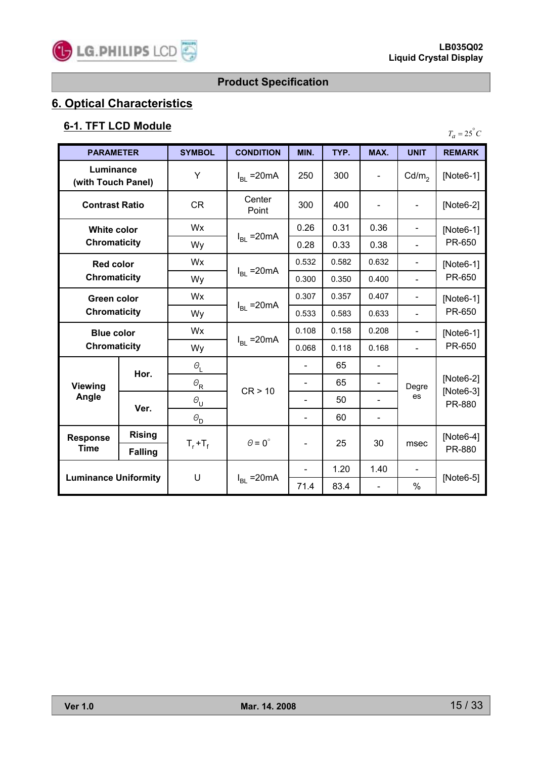## 6. Optical Characteristics

### 6-1. TFT LCD Module

$T_a = 25^\circ C$

| PARAMETER | | SYMBOL | CONDITION | MIN. | TYP. | MAX. | UNIT | REMARK |
|---|---|---|---|---|---|---|---|---|
| Luminance (with Touch Panel) | | Y | $I_{BL}$ =20mA | 250 | 300 | - | $Cd/m_2$ | [Note6-1] |
| Contrast Ratio | | CR | Center Point | 300 | 400 | - | - | [Note6-2] |
| White color Chromaticity | | Wx | $I_{BL}$ =20mA | 0.26 | 0.31 | 0.36 | - | [Note6-1] PR-650 |
| | | Wy | | 0.28 | 0.33 | 0.38 | - | |
| Red color Chromaticity | | Wx | $I_{BL}$ =20mA | 0.532 | 0.582 | 0.632 | - | [Note6-1] PR-650 |
| | | Wy | | 0.300 | 0.350 | 0.400 | - | |
| Green color Chromaticity | | Wx | $I_{BL}$ =20mA | 0.307 | 0.357 | 0.407 | - | [Note6-1] PR-650 |
| | | Wy | | 0.533 | 0.583 | 0.633 | - | |
| Blue color Chromaticity | | Wx | $I_{BL}$ =20mA | 0.108 | 0.158 | 0.208 | - | [Note6-1] PR-650 |
| | | Wy | | 0.068 | 0.118 | 0.168 | - | |
| Viewing Angle | Hor. | $\theta_L$ | CR > 10 | - | 65 | - | Degrees | [Note6-2] [Note6-3] PR-880 |
| | | $\theta_R$ | | - | 65 | - | | |
| | Ver. | $\theta_U$ | | - | 50 | - | | |
| | | $\theta_D$ | | - | 60 | - | | |
| Response Time | Rising | $T_r + T_f$ | $\theta = 0^\circ$ | - | 25 | 30 | msec | [Note6-4] PR-880 |
| | Falling | | | | | | | |
| Luminance Uniformity | | U | $I_{BL}$ =20mA | - | 1.20 | 1.40 | - | [Note6-5] |
| | | | | 71.4 | 83.4 | - | % | |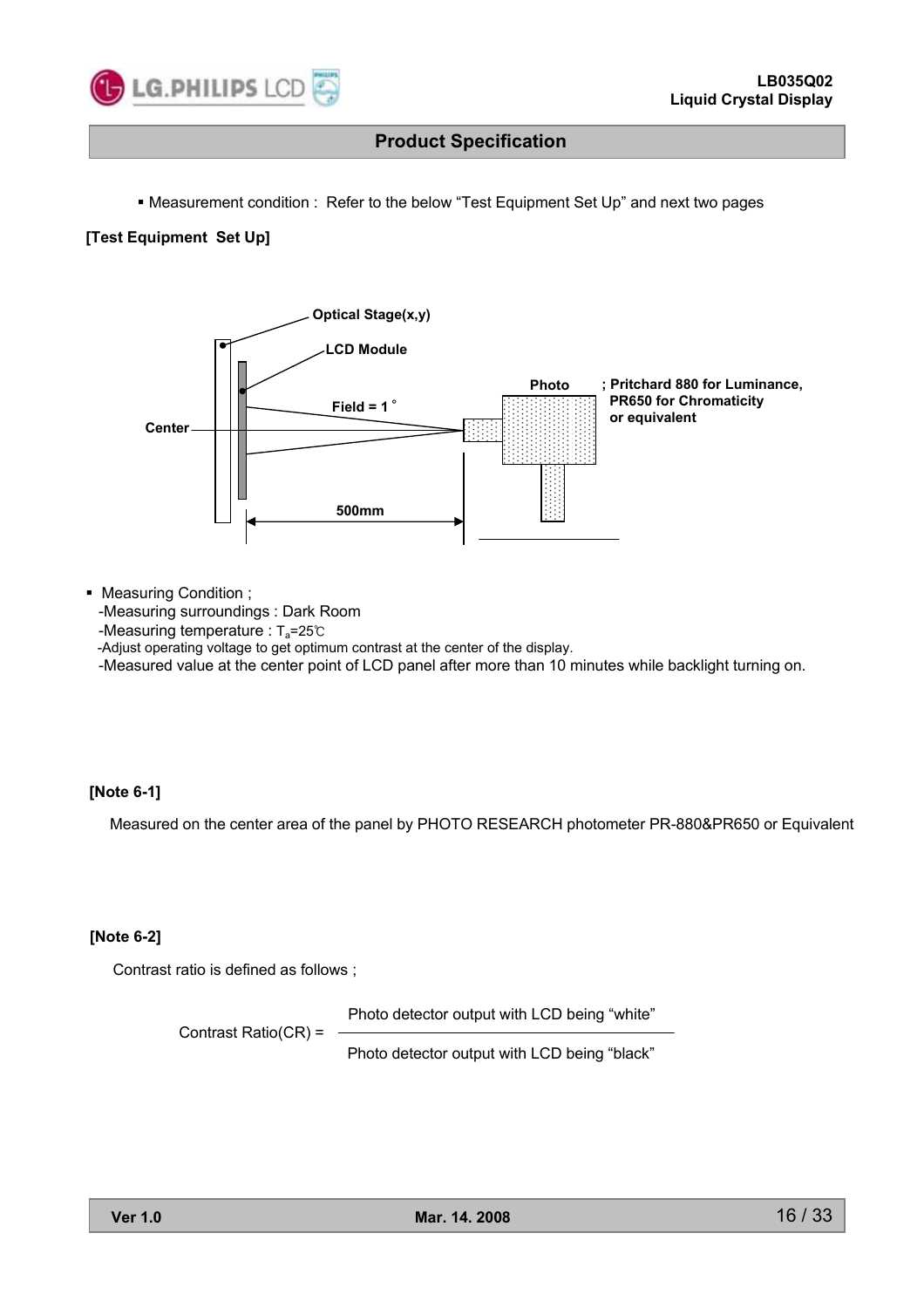## Product Specification

- Measurement condition : Refer to the below "Test Equipment Set Up" and next two pages

**[Test Equipment Set Up]**

Optical Stage(x,y)

LCD Module

Field = 1°

Center

Photo ; Pritchard 880 for Luminance, PR650 for Chromaticity or equivalent

500mm

- Measuring Condition ;
  - -Measuring surroundings : Dark Room
  - -Measuring temperature : $T_a$=25℃
  - -Adjust operating voltage to get optimum contrast at the center of the display.
  - -Measured value at the center point of LCD panel after more than 10 minutes while backlight turning on.

**[Note 6-1]**

Measured on the center area of the panel by PHOTO RESEARCH photometer PR-880&PR650 or Equivalent

**[Note 6-2]**

Contrast ratio is defined as follows ;

$$\text{Contrast Ratio(CR)} = \frac{\text{Photo detector output with LCD being "white"}}{\text{Photo detector output with LCD being "black"}}$$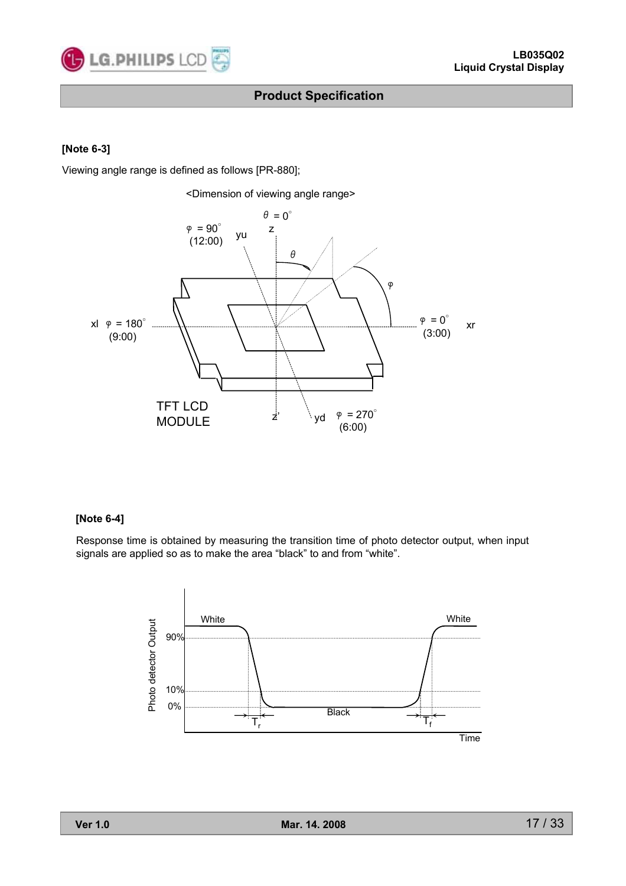**[Note 6-3]**

Viewing angle range is defined as follows [PR-880];

<Dimension of viewing angle range>

$\theta = 0^\circ$

z

$\varphi = 90^\circ$ (12:00) yu

$\theta$

$\varphi$

xl $\varphi = 180^\circ$ (9:00)

$\varphi = 0^\circ$ (3:00) xr

TFT LCD MODULE

z'

yd $\varphi = 270^\circ$ (6:00)

**[Note 6-4]**

Response time is obtained by measuring the transition time of photo detector output, when input signals are applied so as to make the area "black" to and from "white".

Photo detector Output

White

White

90%

10%

0%

Black

$T_r$

$T_f$

Time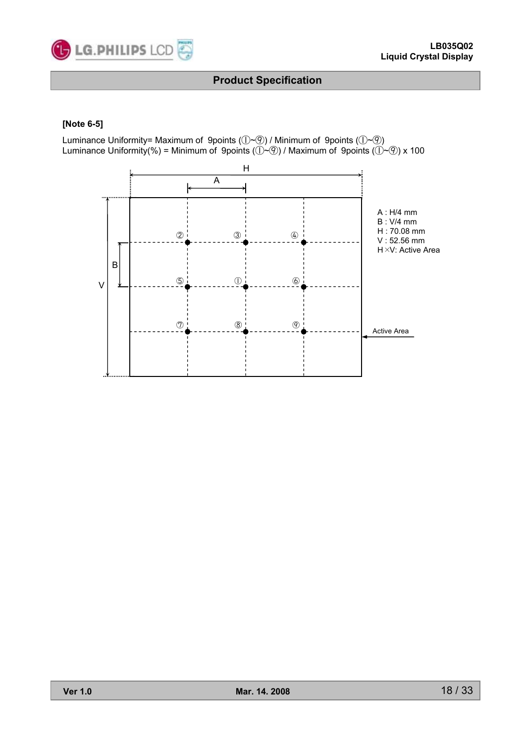**[Note 6-5]**

Luminance Uniformity= Maximum of 9points (①~⑨) / Minimum of 9points (①~⑨)
Luminance Uniformity(%) = Minimum of 9points (①~⑨) / Maximum of 9points (①~⑨) x 100

A : H/4 mm
B : V/4 mm
H : 70.08 mm
V : 52.56 mm
H×V: Active Area

Active Area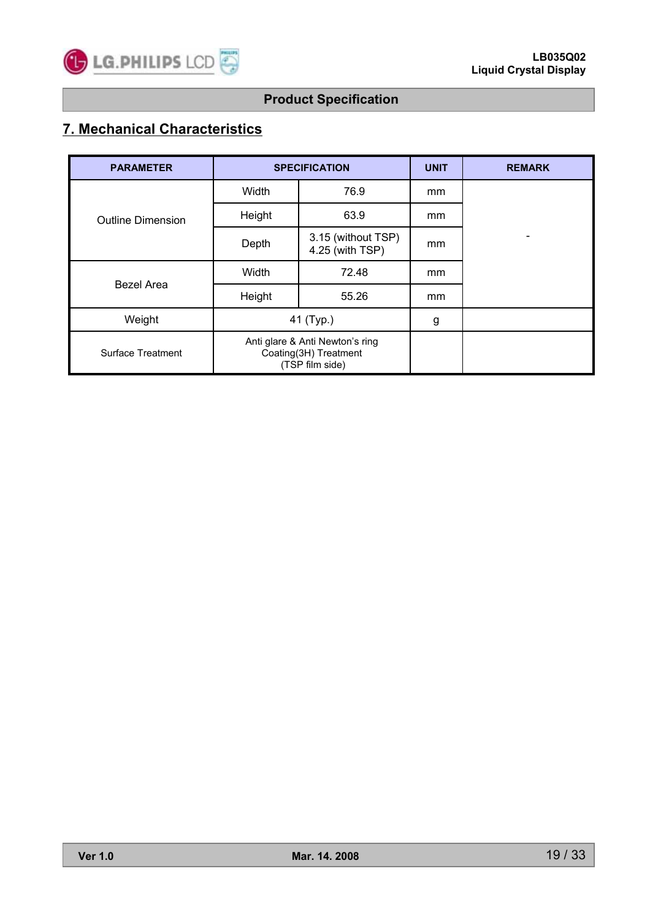## 7. Mechanical Characteristics

| PARAMETER | SPECIFICATION | | UNIT | REMARK |
|---|---|---|---|---|
| Outline Dimension | Width | 76.9 | mm | - |
| | Height | 63.9 | mm | |
| | Depth | 3.15 (without TSP)<br>4.25 (with TSP) | mm | |
| Bezel Area | Width | 72.48 | mm | |
| | Height | 55.26 | mm | |
| Weight | 41 (Typ.) | | g | |
| Surface Treatment | Anti glare & Anti Newton's ring Coating(3H) Treatment (TSP film side) | | | |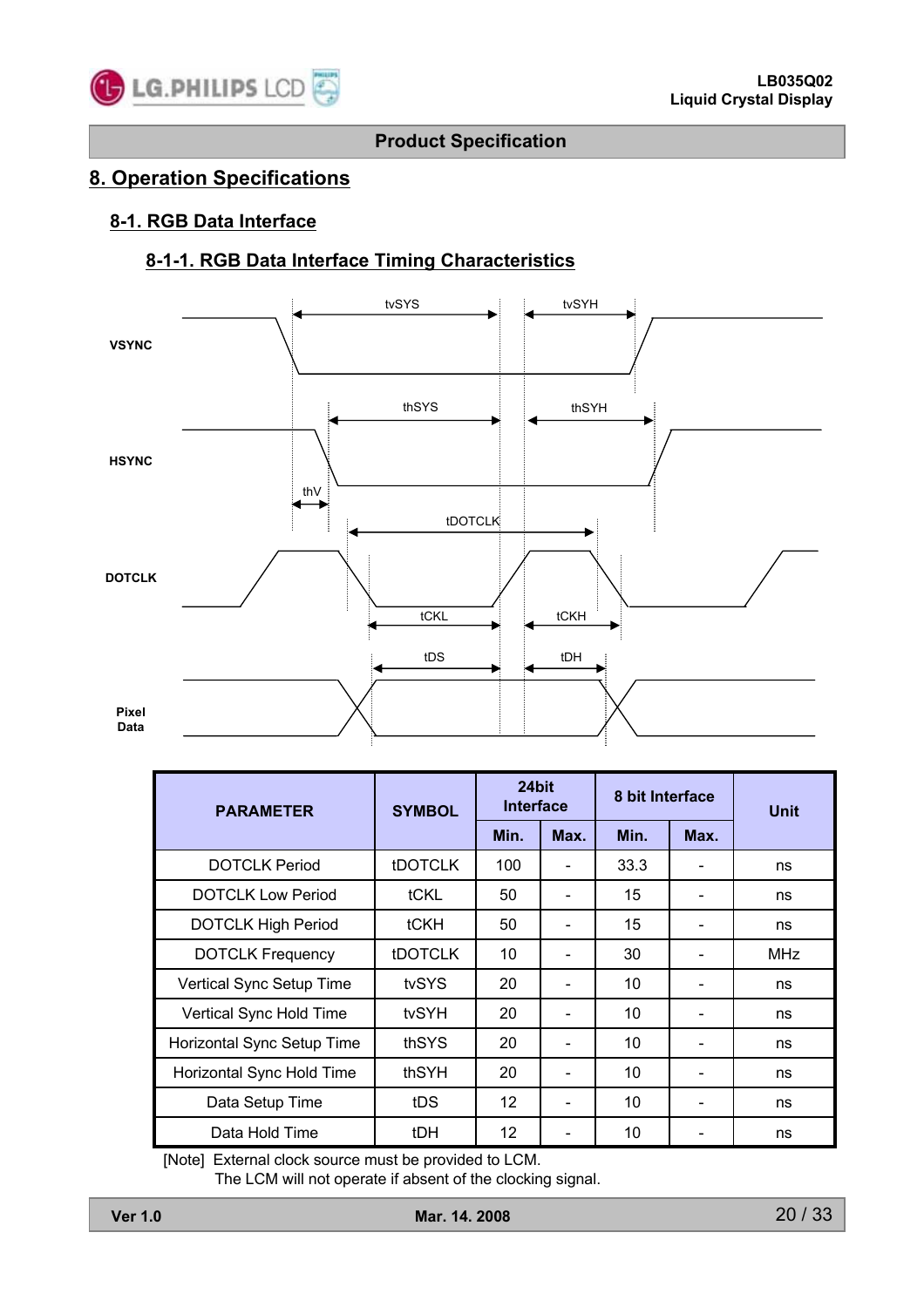# 8. Operation Specifications

## 8-1. RGB Data Interface

### 8-1-1. RGB Data Interface Timing Characteristics

VSYNC
tvSYS
tvSYH

HSYNC
thSYS
thSYH
thV

DOTCLK
tDOTCLK
tCKL
tCKH

Pixel Data
tDS
tDH

| PARAMETER | SYMBOL | 24bit Interface | | 8 bit Interface | | Unit |
|---|---|---|---|---|---|---|
| | | Min. | Max. | Min. | Max. | |
| DOTCLK Period | tDOTCLK | 100 | - | 33.3 | - | ns |
| DOTCLK Low Period | tCKL | 50 | - | 15 | - | ns |
| DOTCLK High Period | tCKH | 50 | - | 15 | - | ns |
| DOTCLK Frequency | tDOTCLK | 10 | - | 30 | - | MHz |
| Vertical Sync Setup Time | tvSYS | 20 | - | 10 | - | ns |
| Vertical Sync Hold Time | tvSYH | 20 | - | 10 | - | ns |
| Horizontal Sync Setup Time | thSYS | 20 | - | 10 | - | ns |
| Horizontal Sync Hold Time | thSYH | 20 | - | 10 | - | ns |
| Data Setup Time | tDS | 12 | - | 10 | - | ns |
| Data Hold Time | tDH | 12 | - | 10 | - | ns |

[Note] External clock source must be provided to LCM.
The LCM will not operate if absent of the clocking signal.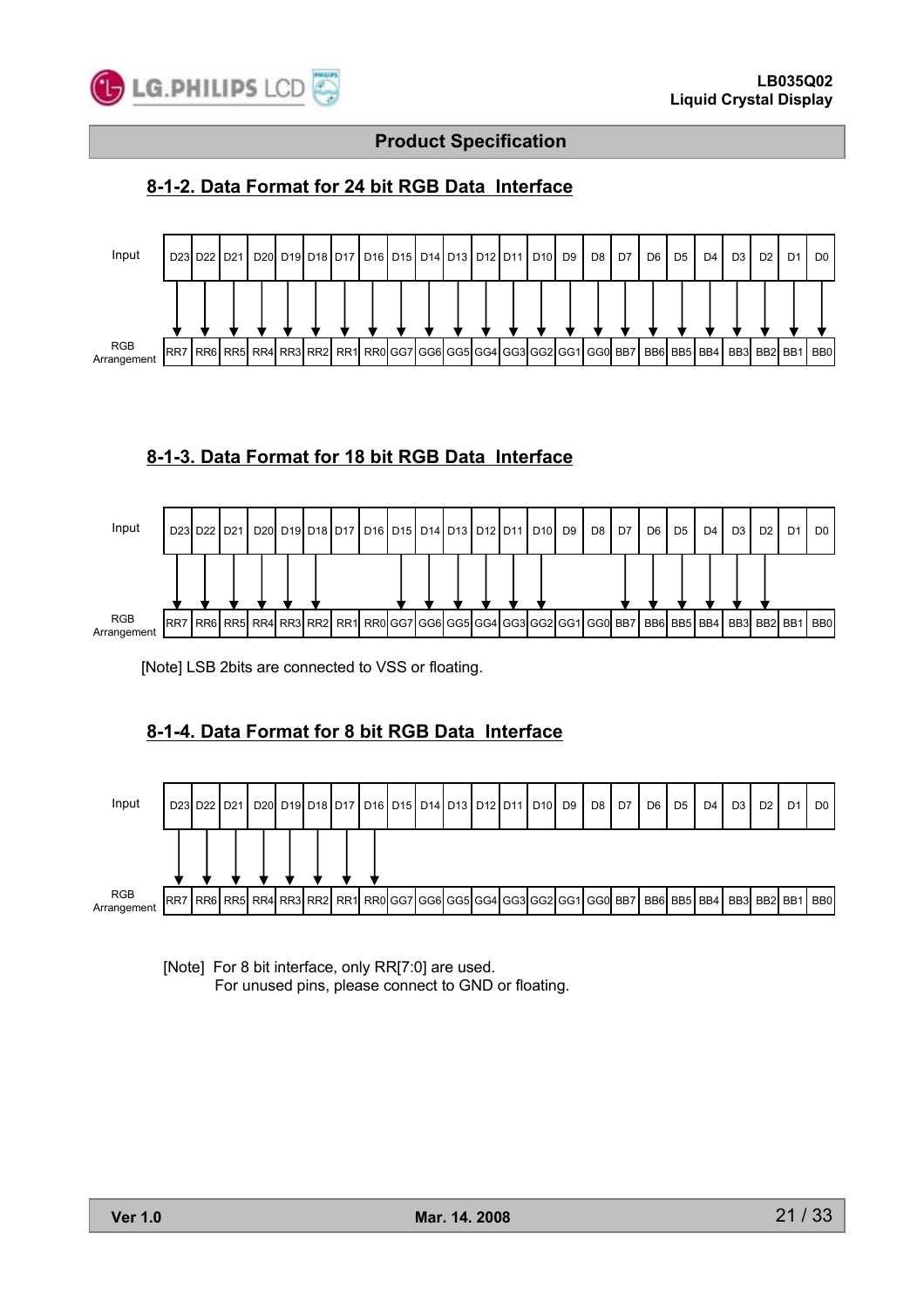## 8-1-2. Data Format for 24 bit RGB Data Interface

| Input | D23 | D22 | D21 | D20 | D19 | D18 | D17 | D16 | D15 | D14 | D13 | D12 | D11 | D10 | D9 | D8 | D7 | D6 | D5 | D4 | D3 | D2 | D1 | D0 |
|---|---|---|---|---|---|---|---|---|---|---|---|---|---|---|---|---|---|---|---|---|---|---|---|---|
| | ↓ | ↓ | ↓ | ↓ | ↓ | ↓ | ↓ | ↓ | ↓ | ↓ | ↓ | ↓ | ↓ | ↓ | ↓ | ↓ | ↓ | ↓ | ↓ | ↓ | ↓ | ↓ | ↓ | ↓ |
| RGB Arrangement | RR7 | RR6 | RR5 | RR4 | RR3 | RR2 | RR1 | RR0 | GG7 | GG6 | GG5 | GG4 | GG3 | GG2 | GG1 | GG0 | BB7 | BB6 | BB5 | BB4 | BB3 | BB2 | BB1 | BB0 |

## 8-1-3. Data Format for 18 bit RGB Data Interface

| Input | D23 | D22 | D21 | D20 | D19 | D18 | D17 | D16 | D15 | D14 | D13 | D12 | D11 | D10 | D9 | D8 | D7 | D6 | D5 | D4 | D3 | D2 | D1 | D0 |
|---|---|---|---|---|---|---|---|---|---|---|---|---|---|---|---|---|---|---|---|---|---|---|---|---|
| | ↓ | ↓ | ↓ | ↓ | ↓ | ↓ | | | ↓ | ↓ | ↓ | ↓ | ↓ | ↓ | | | ↓ | ↓ | ↓ | ↓ | ↓ | ↓ | | |
| RGB Arrangement | RR7 | RR6 | RR5 | RR4 | RR3 | RR2 | RR1 | RR0 | GG7 | GG6 | GG5 | GG4 | GG3 | GG2 | GG1 | GG0 | BB7 | BB6 | BB5 | BB4 | BB3 | BB2 | BB1 | BB0 |

[Note] LSB 2bits are connected to VSS or floating.

## 8-1-4. Data Format for 8 bit RGB Data Interface

| Input | D23 | D22 | D21 | D20 | D19 | D18 | D17 | D16 | D15 | D14 | D13 | D12 | D11 | D10 | D9 | D8 | D7 | D6 | D5 | D4 | D3 | D2 | D1 | D0 |
|---|---|---|---|---|---|---|---|---|---|---|---|---|---|---|---|---|---|---|---|---|---|---|---|---|
| | ↓ | ↓ | ↓ | ↓ | ↓ | ↓ | ↓ | ↓ | | | | | | | | | | | | | | | | |
| RGB Arrangement | RR7 | RR6 | RR5 | RR4 | RR3 | RR2 | RR1 | RR0 | GG7 | GG6 | GG5 | GG4 | GG3 | GG2 | GG1 | GG0 | BB7 | BB6 | BB5 | BB4 | BB3 | BB2 | BB1 | BB0 |

[Note] For 8 bit interface, only RR[7:0] are used.
For unused pins, please connect to GND or floating.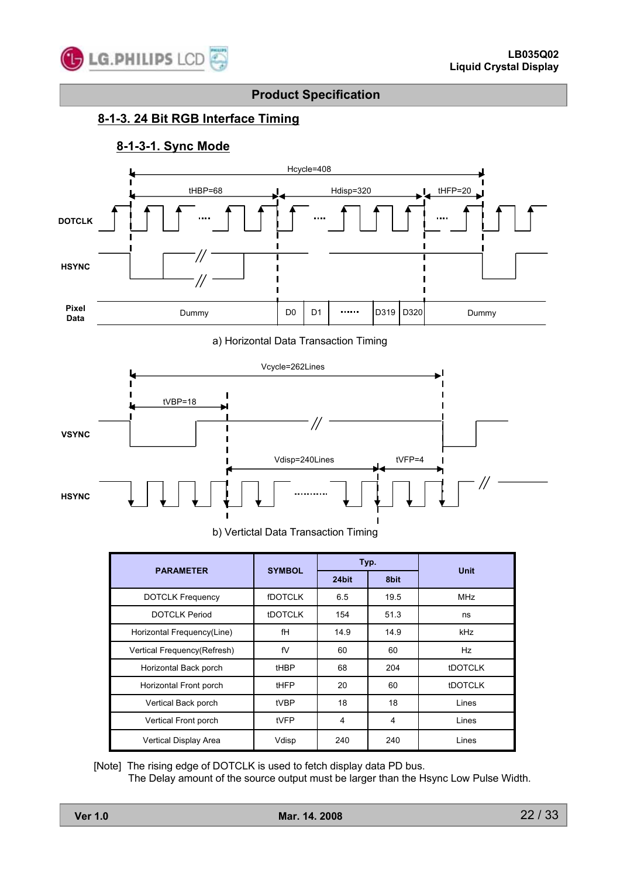**Product Specification**

## 8-1-3. 24 Bit RGB Interface Timing

### 8-1-3-1. Sync Mode

a) Horizontal Data Transaction Timing

b) Vertictal Data Transaction Timing

| PARAMETER | SYMBOL | Typ. | | Unit |
|---|---|---|---|---|
| | | 24bit | 8bit | |
| DOTCLK Frequency | fDOTCLK | 6.5 | 19.5 | MHz |
| DOTCLK Period | tDOTCLK | 154 | 51.3 | ns |
| Horizontal Frequency(Line) | fH | 14.9 | 14.9 | kHz |
| Vertical Frequency(Refresh) | fV | 60 | 60 | Hz |
| Horizontal Back porch | tHBP | 68 | 204 | tDOTCLK |
| Horizontal Front porch | tHFP | 20 | 60 | tDOTCLK |
| Vertical Back porch | tVBP | 18 | 18 | Lines |
| Vertical Front porch | tVFP | 4 | 4 | Lines |
| Vertical Display Area | Vdisp | 240 | 240 | Lines |

[Note] The rising edge of DOTCLK is used to fetch display data PD bus.
The Delay amount of the source output must be larger than the Hsync Low Pulse Width.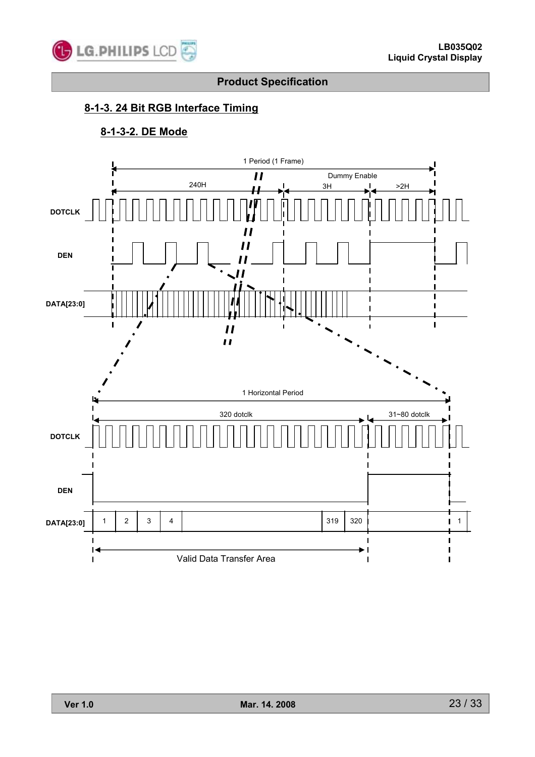## 8-1-3. 24 Bit RGB Interface Timing

### 8-1-3-2. DE Mode

1 Period (1 Frame)

240H

Dummy Enable

3H

>2H

DOTCLK

DEN

DATA[23:0]

1 Horizontal Period

320 dotclk

31~80 dotclk

DOTCLK

DEN

DATA[23:0]

1 2 3 4 319 320 1

Valid Data Transfer Area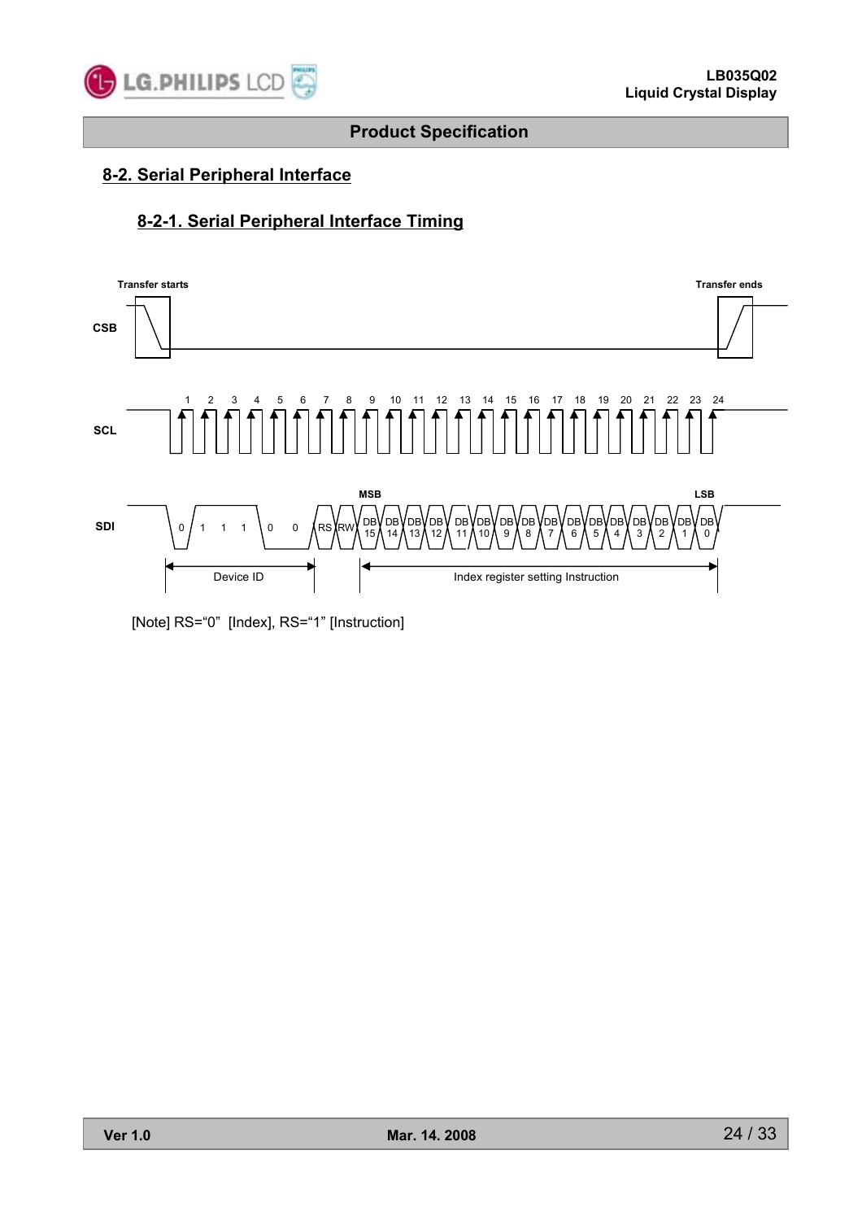## 8-2. Serial Peripheral Interface

### 8-2-1. Serial Peripheral Interface Timing

Transfer starts

Transfer ends

CSB

SCL

1 2 3 4 5 6 7 8 9 10 11 12 13 14 15 16 17 18 19 20 21 22 23 24

SDI

MSB

LSB

0 1 1 1 0 0 RS RW DB 15 DB 14 DB 13 DB 12 DB 11 DB 10 DB 9 DB 8 DB 7 DB 6 DB 5 DB 4 DB 3 DB 2 DB 1 DB 0

Device ID

Index register setting Instruction

[Note] RS="0" [Index], RS="1" [Instruction]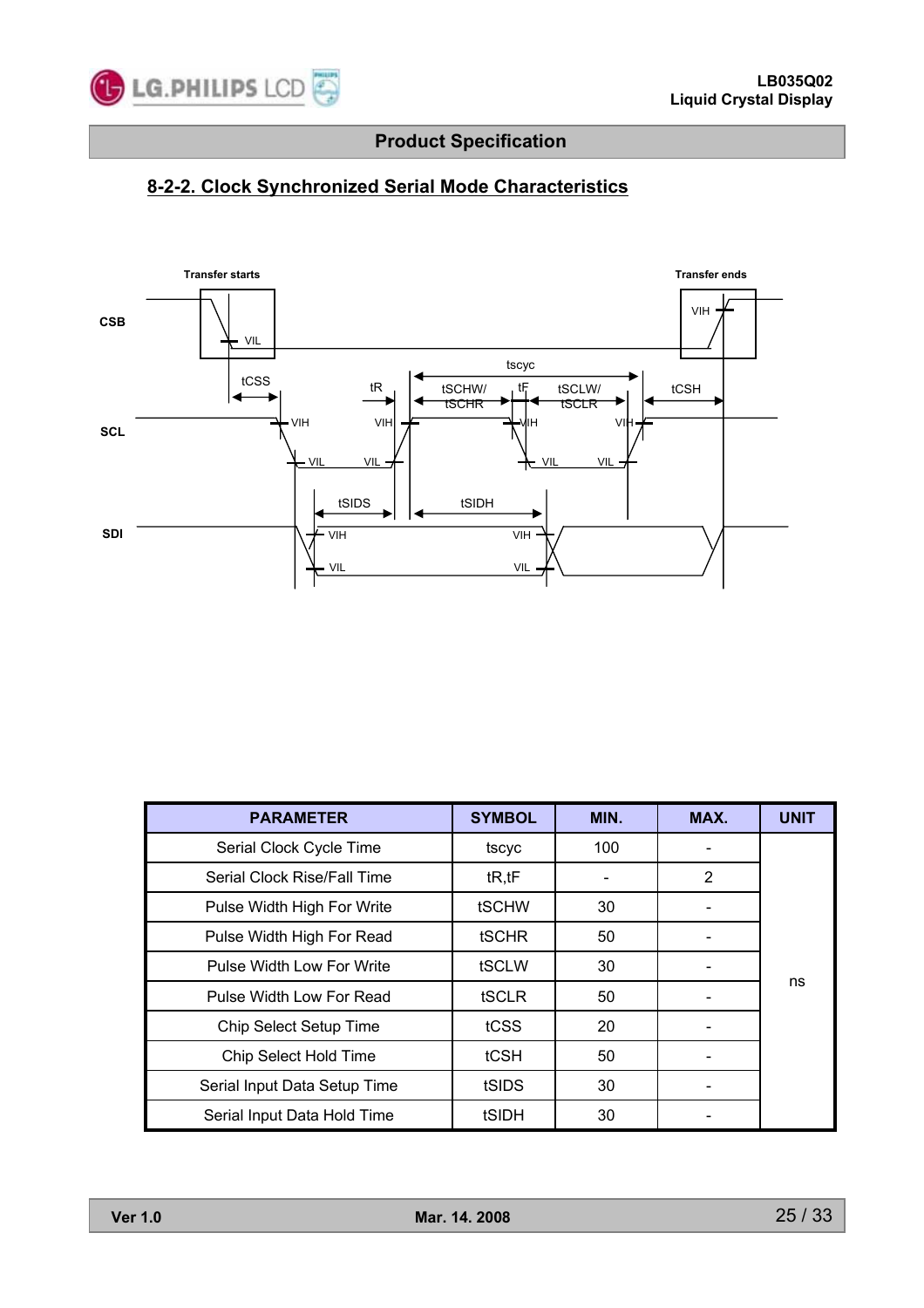### 8-2-2. Clock Synchronized Serial Mode Characteristics

Transfer starts

Transfer ends

CSB

SCL

SDI

VIH VIL tCSS tR tscyc tSCHW/ tSCHR tF tSCLW/ tSCLR tCSH tSIDS tSIDH

| PARAMETER | SYMBOL | MIN. | MAX. | UNIT |
|---|---|---|---|---|
| Serial Clock Cycle Time | tscyc | 100 | - | ns |
| Serial Clock Rise/Fall Time | tR,tF | - | 2 | |
| Pulse Width High For Write | tSCHW | 30 | - | |
| Pulse Width High For Read | tSCHR | 50 | - | |
| Pulse Width Low For Write | tSCLW | 30 | - | |
| Pulse Width Low For Read | tSCLR | 50 | - | |
| Chip Select Setup Time | tCSS | 20 | - | |
| Chip Select Hold Time | tCSH | 50 | - | |
| Serial Input Data Setup Time | tSIDS | 30 | - | |
| Serial Input Data Hold Time | tSIDH | 30 | - | |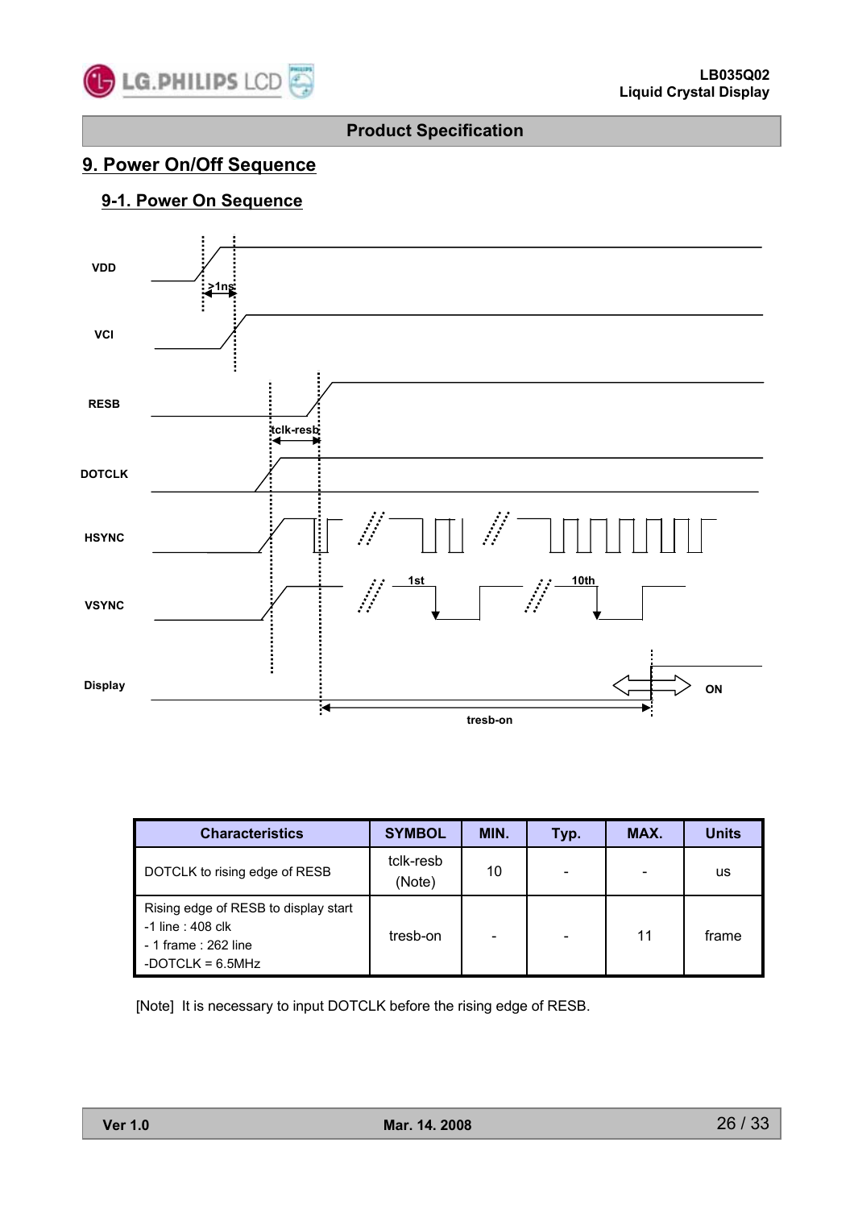# 9. Power On/Off Sequence

## 9-1. Power On Sequence

| Characteristics | SYMBOL | MIN. | Typ. | MAX. | Units |
|---|---|---|---|---|---|
| DOTCLK to rising edge of RESB | tclk-resb (Note) | 10 | - | - | us |
| Rising edge of RESB to display start<br>-1 line : 408 clk<br>- 1 frame : 262 line<br>-DOTCLK = 6.5MHz | tresb-on | - | - | 11 | frame |

[Note] It is necessary to input DOTCLK before the rising edge of RESB.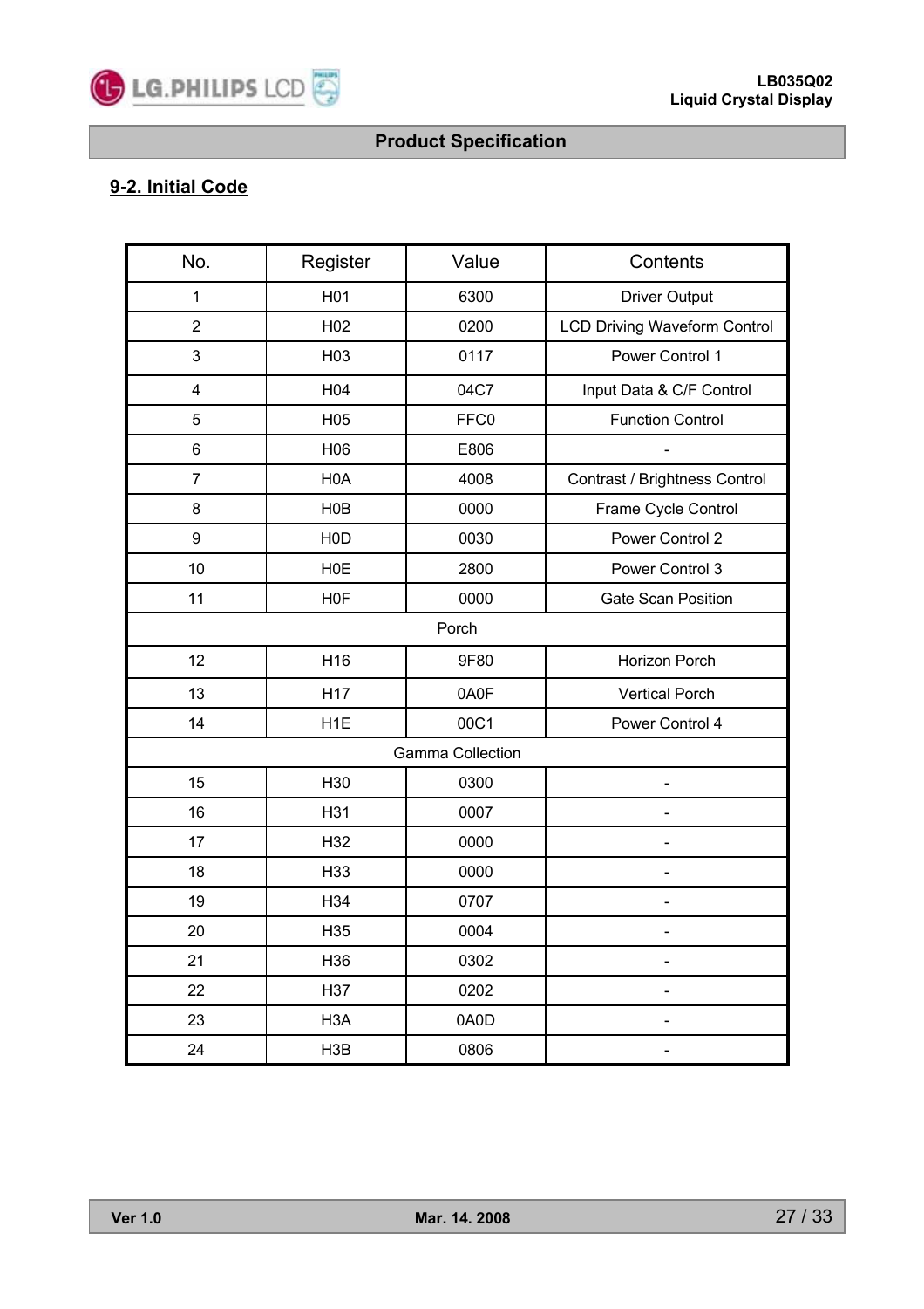## 9-2. Initial Code

| No. | Register | Value | Contents |
| --- | --- | --- | --- |
| 1 | H01 | 6300 | Driver Output |
| 2 | H02 | 0200 | LCD Driving Waveform Control |
| 3 | H03 | 0117 | Power Control 1 |
| 4 | H04 | 04C7 | Input Data & C/F Control |
| 5 | H05 | FFC0 | Function Control |
| 6 | H06 | E806 | - |
| 7 | H0A | 4008 | Contrast / Brightness Control |
| 8 | H0B | 0000 | Frame Cycle Control |
| 9 | H0D | 0030 | Power Control 2 |
| 10 | H0E | 2800 | Power Control 3 |
| 11 | H0F | 0000 | Gate Scan Position |
| Porch | | | |
| 12 | H16 | 9F80 | Horizon Porch |
| 13 | H17 | 0A0F | Vertical Porch |
| 14 | H1E | 00C1 | Power Control 4 |
| Gamma Collection | | | |
| 15 | H30 | 0300 | - |
| 16 | H31 | 0007 | - |
| 17 | H32 | 0000 | - |
| 18 | H33 | 0000 | - |
| 19 | H34 | 0707 | - |
| 20 | H35 | 0004 | - |
| 21 | H36 | 0302 | - |
| 22 | H37 | 0202 | - |
| 23 | H3A | 0A0D | - |
| 24 | H3B | 0806 | - |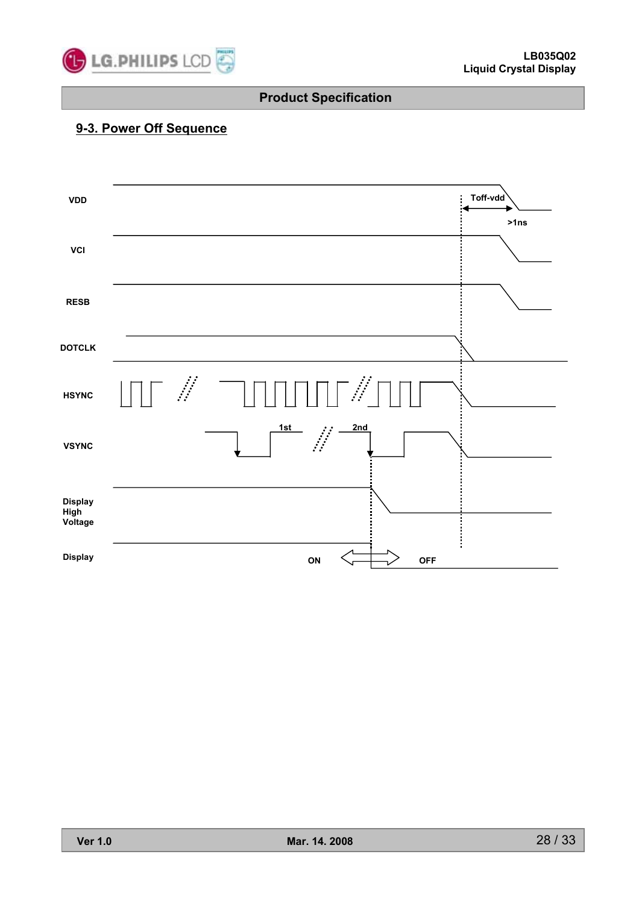## 9-3. Power Off Sequence

VDD

Toff-vdd

>1ns

VCI

RESB

DOTCLK

HSYNC

1st

2nd

VSYNC

Display High Voltage

Display

ON

OFF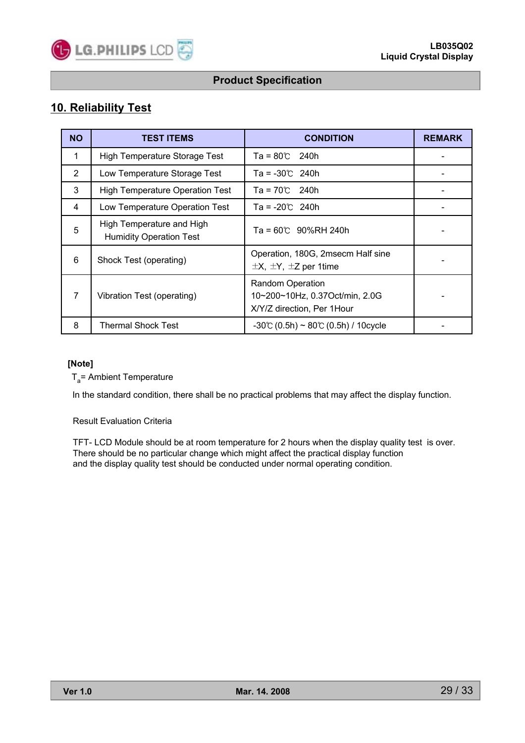## 10. Reliability Test

| NO | TEST ITEMS | CONDITION | REMARK |
|---|---|---|---|
| 1 | High Temperature Storage Test | Ta = 80℃ 240h | - |
| 2 | Low Temperature Storage Test | Ta = -30℃ 240h | - |
| 3 | High Temperature Operation Test | Ta = 70℃ 240h | - |
| 4 | Low Temperature Operation Test | Ta = -20℃ 240h | - |
| 5 | High Temperature and High Humidity Operation Test | Ta = 60℃ 90%RH 240h | - |
| 6 | Shock Test (operating) | Operation, 180G, 2msecm Half sine ±X, ±Y, ±Z per 1time | - |
| 7 | Vibration Test (operating) | Random Operation 10~200~10Hz, 0.37Oct/min, 2.0G X/Y/Z direction, Per 1Hour | - |
| 8 | Thermal Shock Test | -30℃ (0.5h) ~ 80℃ (0.5h) / 10cycle | - |

**[Note]**

$T_a$= Ambient Temperature

In the standard condition, there shall be no practical problems that may affect the display function.

Result Evaluation Criteria

TFT- LCD Module should be at room temperature for 2 hours when the display quality test is over.
There should be no particular change which might affect the practical display function
and the display quality test should be conducted under normal operating condition.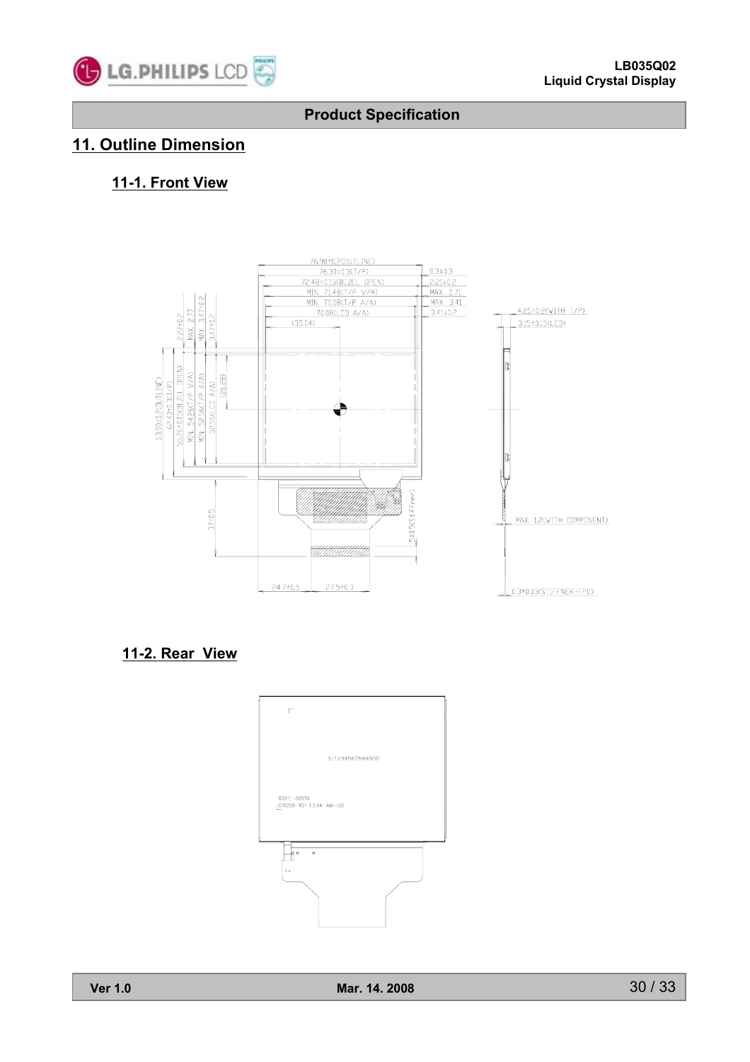# 11. Outline Dimension

## 11-1. Front View

## 11-2. Rear View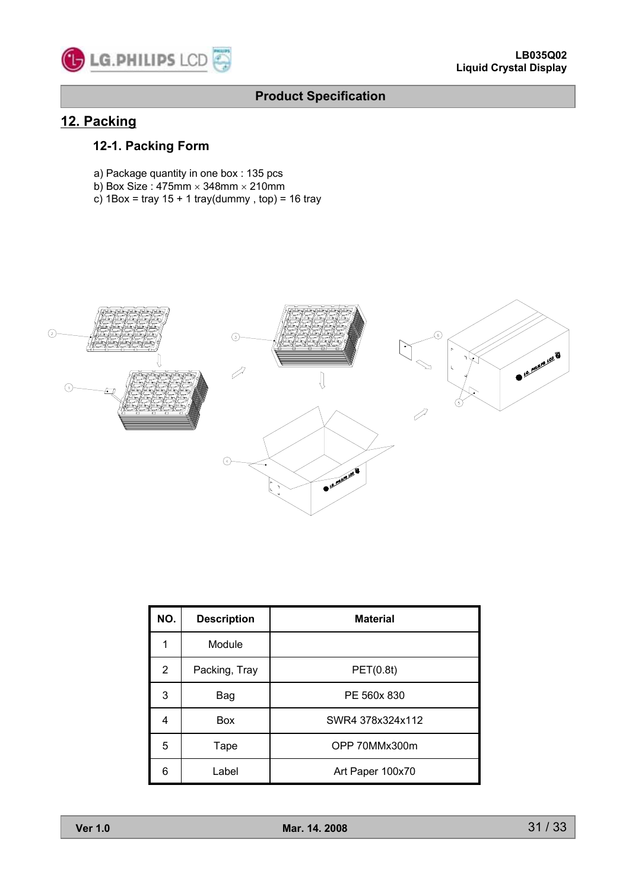## 12. Packing

### 12-1. Packing Form

a) Package quantity in one box : 135 pcs
b) Box Size : 475mm × 348mm × 210mm
c) 1Box = tray 15 + 1 tray(dummy , top) = 16 tray

| NO. | Description | Material |
|---|---|---|
| 1 | Module | |
| 2 | Packing, Tray | PET(0.8t) |
| 3 | Bag | PE 560x 830 |
| 4 | Box | SWR4 378x324x112 |
| 5 | Tape | OPP 70MMx300m |
| 6 | Label | Art Paper 100x70 |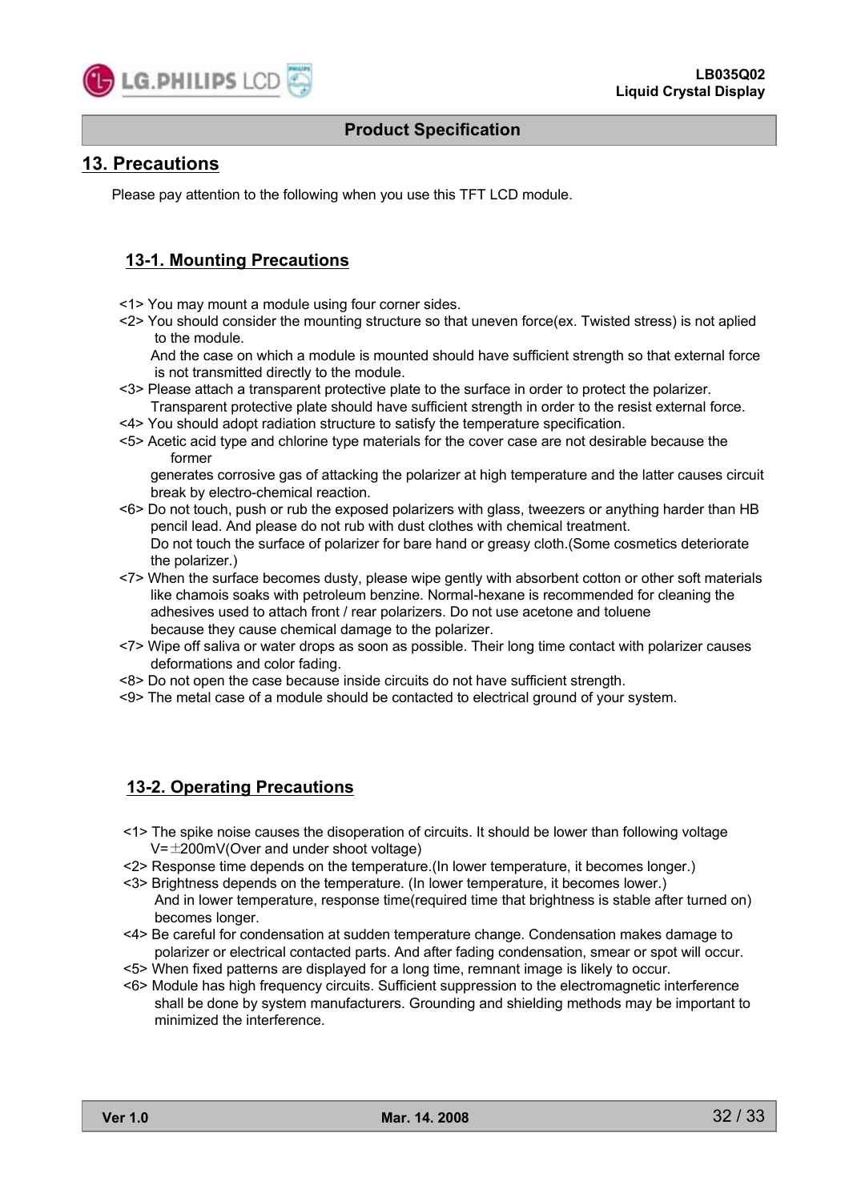## 13. Precautions

Please pay attention to the following when you use this TFT LCD module.

### 13-1. Mounting Precautions

<1> You may mount a module using four corner sides.

<2> You should consider the mounting structure so that uneven force(ex. Twisted stress) is not aplied to the module.
And the case on which a module is mounted should have sufficient strength so that external force is not transmitted directly to the module.

<3> Please attach a transparent protective plate to the surface in order to protect the polarizer.
Transparent protective plate should have sufficient strength in order to the resist external force.

<4> You should adopt radiation structure to satisfy the temperature specification.

<5> Acetic acid type and chlorine type materials for the cover case are not desirable because the former
generates corrosive gas of attacking the polarizer at high temperature and the latter causes circuit break by electro-chemical reaction.

<6> Do not touch, push or rub the exposed polarizers with glass, tweezers or anything harder than HB pencil lead. And please do not rub with dust clothes with chemical treatment.
Do not touch the surface of polarizer for bare hand or greasy cloth.(Some cosmetics deteriorate the polarizer.)

<7> When the surface becomes dusty, please wipe gently with absorbent cotton or other soft materials like chamois soaks with petroleum benzine. Normal-hexane is recommended for cleaning the adhesives used to attach front / rear polarizers. Do not use acetone and toluene
because they cause chemical damage to the polarizer.

<7> Wipe off saliva or water drops as soon as possible. Their long time contact with polarizer causes deformations and color fading.

<8> Do not open the case because inside circuits do not have sufficient strength.

<9> The metal case of a module should be contacted to electrical ground of your system.

### 13-2. Operating Precautions

<1> The spike noise causes the disoperation of circuits. It should be lower than following voltage
V=±200mV(Over and under shoot voltage)

<2> Response time depends on the temperature.(In lower temperature, it becomes longer.)

<3> Brightness depends on the temperature. (In lower temperature, it becomes lower.)
And in lower temperature, response time(required time that brightness is stable after turned on) becomes longer.

<4> Be careful for condensation at sudden temperature change. Condensation makes damage to polarizer or electrical contacted parts. And after fading condensation, smear or spot will occur.

<5> When fixed patterns are displayed for a long time, remnant image is likely to occur.

<6> Module has high frequency circuits. Sufficient suppression to the electromagnetic interference shall be done by system manufacturers. Grounding and shielding methods may be important to minimized the interference.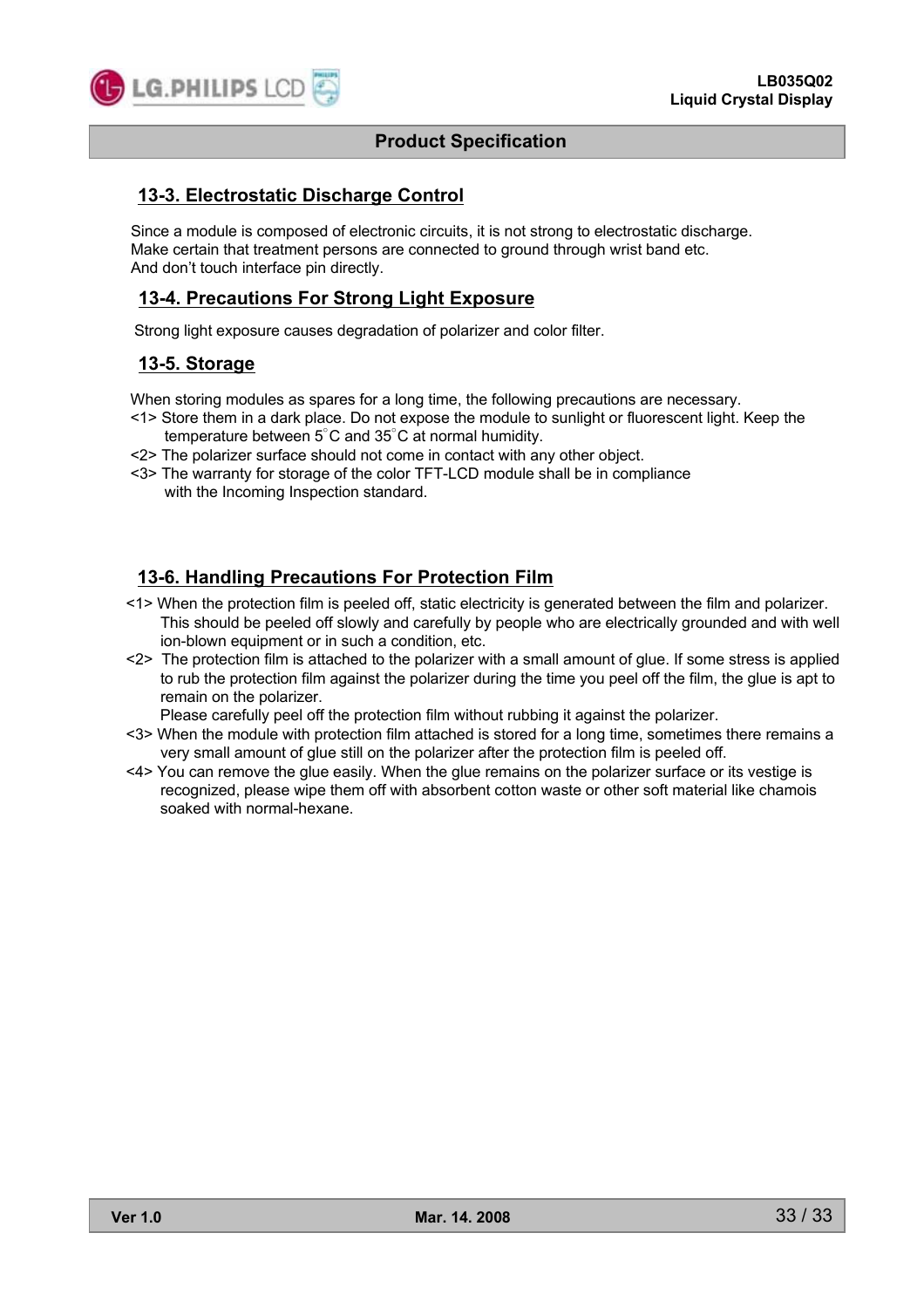## 13-3. Electrostatic Discharge Control

Since a module is composed of electronic circuits, it is not strong to electrostatic discharge.
Make certain that treatment persons are connected to ground through wrist band etc.
And don't touch interface pin directly.

## 13-4. Precautions For Strong Light Exposure

Strong light exposure causes degradation of polarizer and color filter.

## 13-5. Storage

When storing modules as spares for a long time, the following precautions are necessary.

<1> Store them in a dark place. Do not expose the module to sunlight or fluorescent light. Keep the temperature between 5°C and 35°C at normal humidity.

<2> The polarizer surface should not come in contact with any other object.

<3> The warranty for storage of the color TFT-LCD module shall be in compliance with the Incoming Inspection standard.

## 13-6. Handling Precautions For Protection Film

<1> When the protection film is peeled off, static electricity is generated between the film and polarizer. This should be peeled off slowly and carefully by people who are electrically grounded and with well ion-blown equipment or in such a condition, etc.

<2> The protection film is attached to the polarizer with a small amount of glue. If some stress is applied to rub the protection film against the polarizer during the time you peel off the film, the glue is apt to remain on the polarizer.
Please carefully peel off the protection film without rubbing it against the polarizer.

<3> When the module with protection film attached is stored for a long time, sometimes there remains a very small amount of glue still on the polarizer after the protection film is peeled off.

<4> You can remove the glue easily. When the glue remains on the polarizer surface or its vestige is recognized, please wipe them off with absorbent cotton waste or other soft material like chamois soaked with normal-hexane.